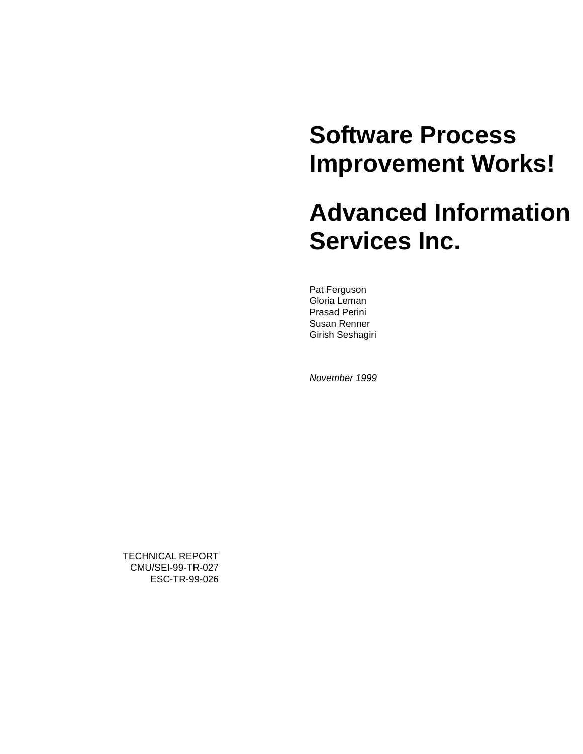# Software Process Improvement Works!

# Advanced Information Services Inc.

Pat Ferguson
Gloria Leman
Prasad Perini
Susan Renner
Girish Seshagiri

*November 1999*

TECHNICAL REPORT
CMU/SEI-99-TR-027
ESC-TR-99-026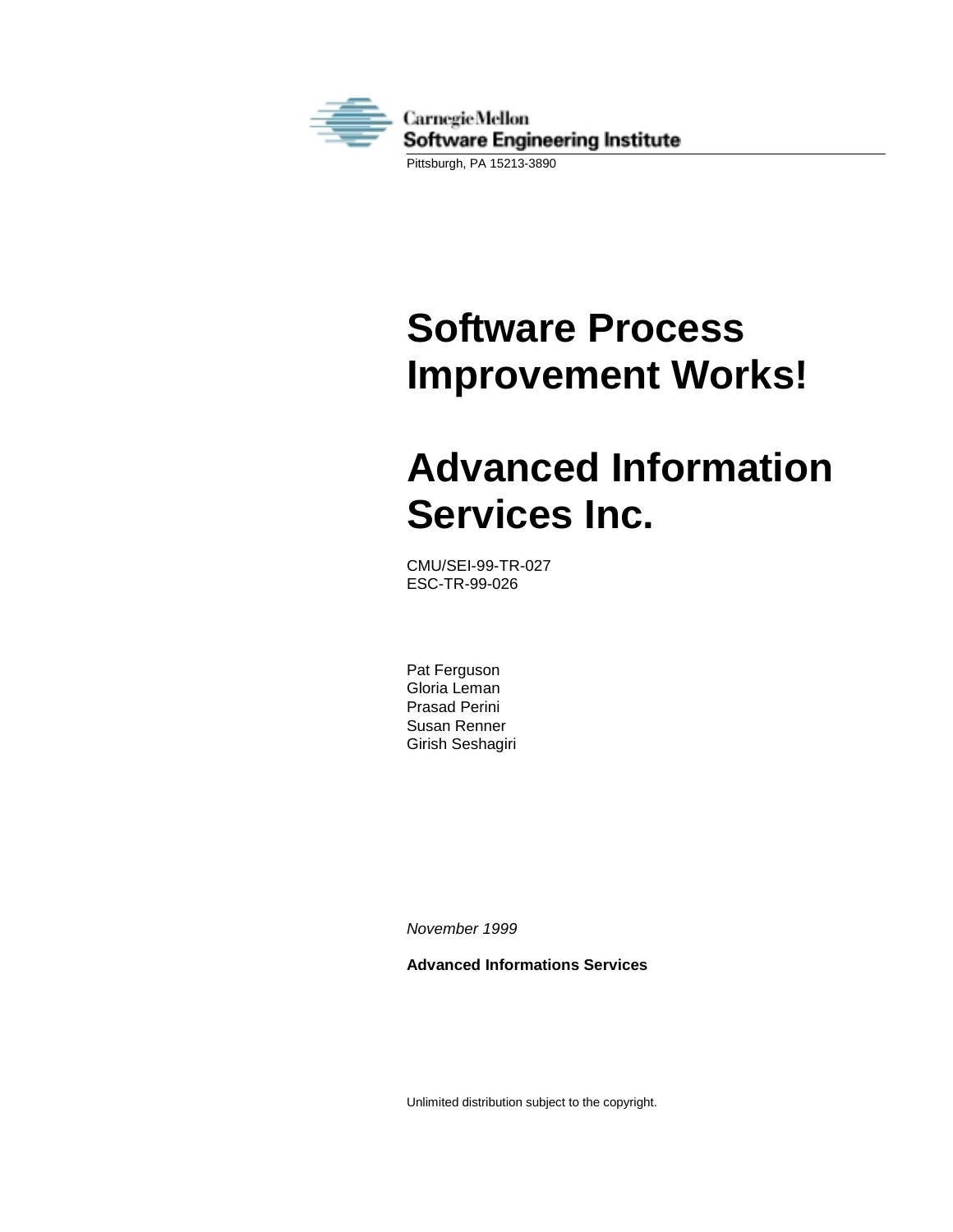Carnegie Mellon
Software Engineering Institute

Pittsburgh, PA 15213-3890

# Software Process Improvement Works!

# Advanced Information Services Inc.

CMU/SEI-99-TR-027
ESC-TR-99-026

Pat Ferguson
Gloria Leman
Prasad Perini
Susan Renner
Girish Seshagiri

*November 1999*

**Advanced Informations Services**

Unlimited distribution subject to the copyright.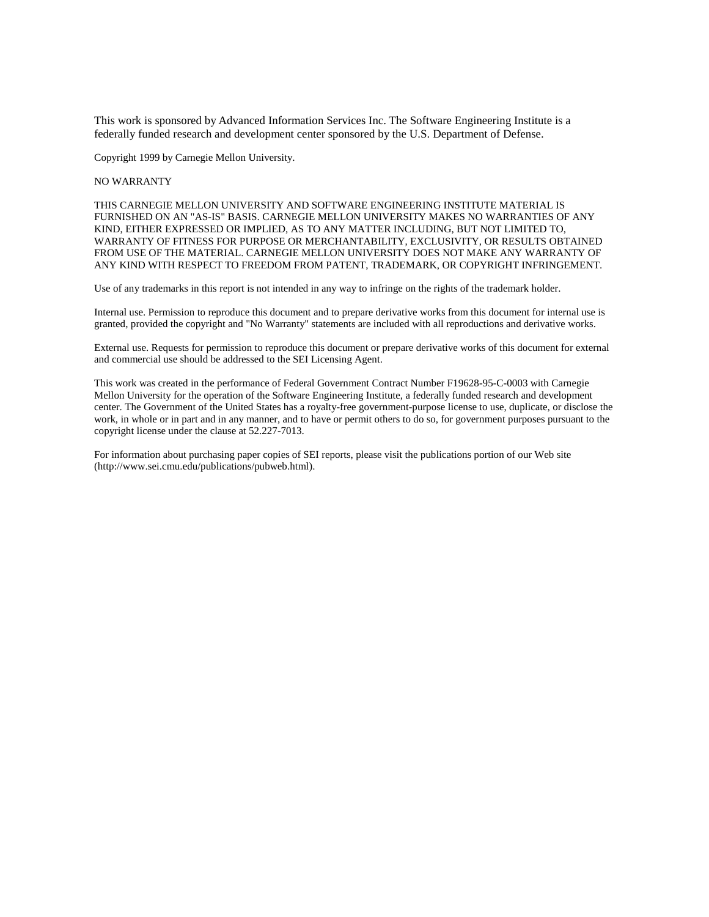This work is sponsored by Advanced Information Services Inc. The Software Engineering Institute is a federally funded research and development center sponsored by the U.S. Department of Defense.

Copyright 1999 by Carnegie Mellon University.

NO WARRANTY

THIS CARNEGIE MELLON UNIVERSITY AND SOFTWARE ENGINEERING INSTITUTE MATERIAL IS FURNISHED ON AN "AS-IS" BASIS. CARNEGIE MELLON UNIVERSITY MAKES NO WARRANTIES OF ANY KIND, EITHER EXPRESSED OR IMPLIED, AS TO ANY MATTER INCLUDING, BUT NOT LIMITED TO, WARRANTY OF FITNESS FOR PURPOSE OR MERCHANTABILITY, EXCLUSIVITY, OR RESULTS OBTAINED FROM USE OF THE MATERIAL. CARNEGIE MELLON UNIVERSITY DOES NOT MAKE ANY WARRANTY OF ANY KIND WITH RESPECT TO FREEDOM FROM PATENT, TRADEMARK, OR COPYRIGHT INFRINGEMENT.

Use of any trademarks in this report is not intended in any way to infringe on the rights of the trademark holder.

Internal use. Permission to reproduce this document and to prepare derivative works from this document for internal use is granted, provided the copyright and "No Warranty" statements are included with all reproductions and derivative works.

External use. Requests for permission to reproduce this document or prepare derivative works of this document for external and commercial use should be addressed to the SEI Licensing Agent.

This work was created in the performance of Federal Government Contract Number F19628-95-C-0003 with Carnegie Mellon University for the operation of the Software Engineering Institute, a federally funded research and development center. The Government of the United States has a royalty-free government-purpose license to use, duplicate, or disclose the work, in whole or in part and in any manner, and to have or permit others to do so, for government purposes pursuant to the copyright license under the clause at 52.227-7013.

For information about purchasing paper copies of SEI reports, please visit the publications portion of our Web site (http://www.sei.cmu.edu/publications/pubweb.html).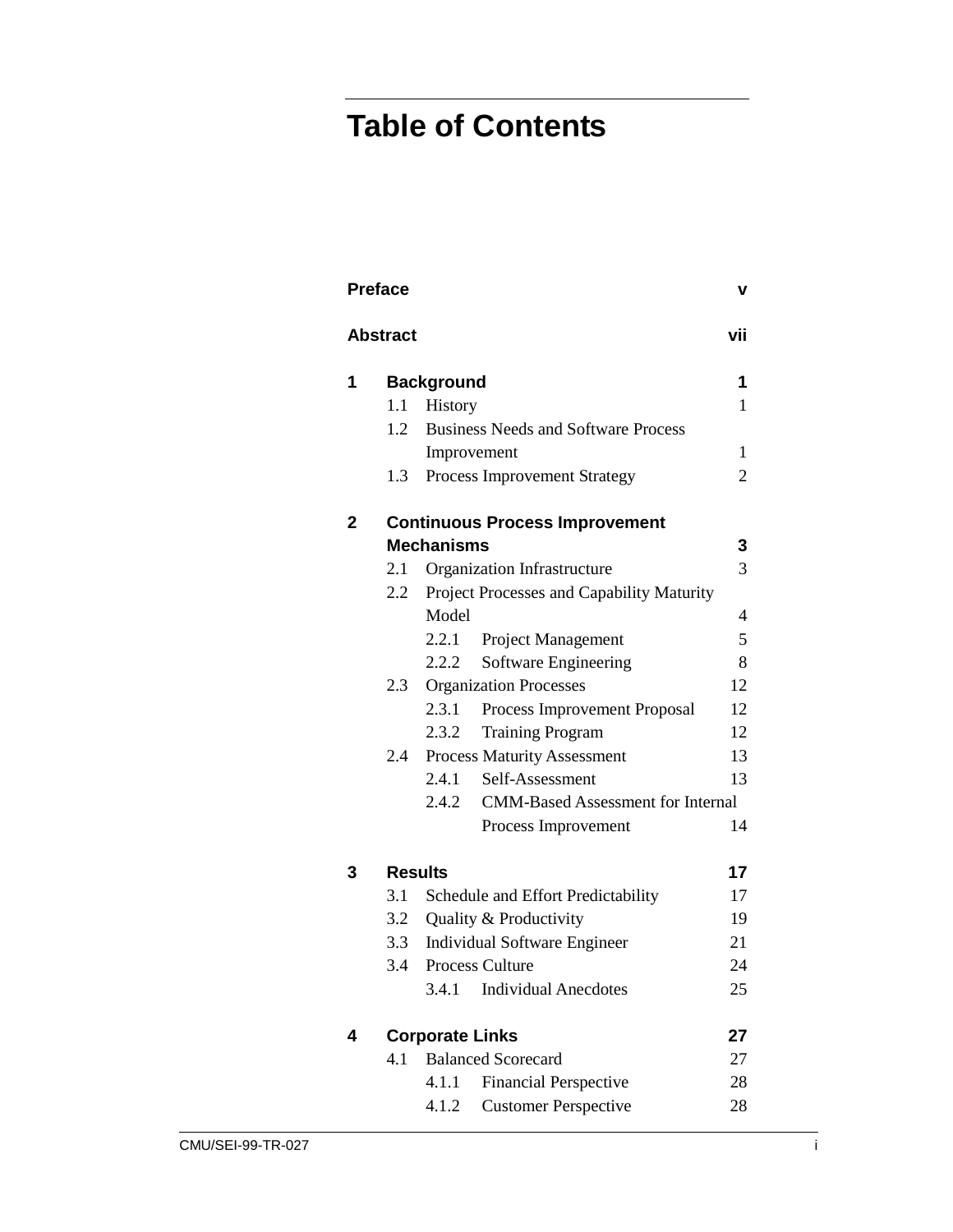# Table of Contents

| | | | |
|---|---|---|---|
| **Preface** | | | **v** |
| **Abstract** | | | **vii** |
| **1** | **Background** | | **1** |
| | 1.1 | History | 1 |
| | 1.2 | Business Needs and Software Process Improvement | 1 |
| | 1.3 | Process Improvement Strategy | 2 |
| **2** | **Continuous Process Improvement Mechanisms** | | **3** |
| | 2.1 | Organization Infrastructure | 3 |
| | 2.2 | Project Processes and Capability Maturity Model | 4 |
| | | 2.2.1 Project Management | 5 |
| | | 2.2.2 Software Engineering | 8 |
| | 2.3 | Organization Processes | 12 |
| | | 2.3.1 Process Improvement Proposal | 12 |
| | | 2.3.2 Training Program | 12 |
| | 2.4 | Process Maturity Assessment | 13 |
| | | 2.4.1 Self-Assessment | 13 |
| | | 2.4.2 CMM-Based Assessment for Internal Process Improvement | 14 |
| **3** | **Results** | | **17** |
| | 3.1 | Schedule and Effort Predictability | 17 |
| | 3.2 | Quality & Productivity | 19 |
| | 3.3 | Individual Software Engineer | 21 |
| | 3.4 | Process Culture | 24 |
| | | 3.4.1 Individual Anecdotes | 25 |
| **4** | **Corporate Links** | | **27** |
| | 4.1 | Balanced Scorecard | 27 |
| | | 4.1.1 Financial Perspective | 28 |
| | | 4.1.2 Customer Perspective | 28 |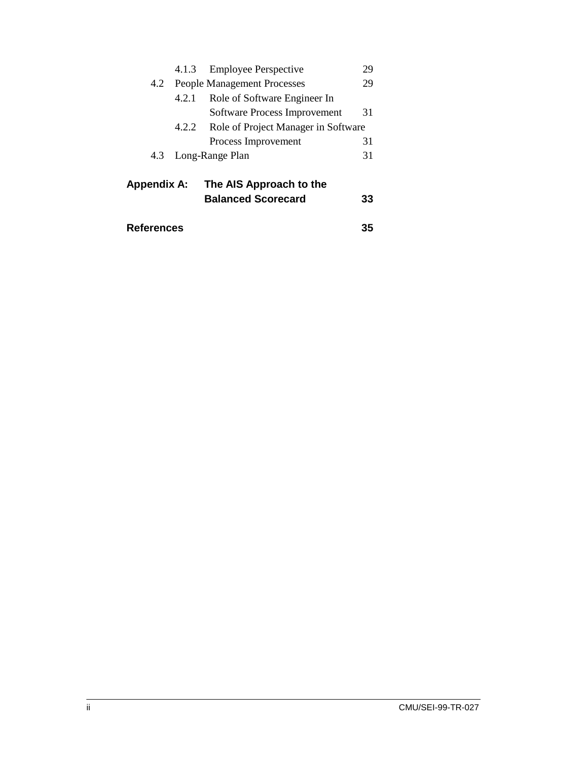| | | |
|---|---|---|
| 4.1.3 | Employee Perspective | 29 |
| 4.2 | People Management Processes | 29 |
| 4.2.1 | Role of Software Engineer In Software Process Improvement | 31 |
| 4.2.2 | Role of Project Manager in Software Process Improvement | 31 |
| 4.3 | Long-Range Plan | 31 |
| **Appendix A:** | **The AIS Approach to the Balanced Scorecard** | **33** |
| **References** | | **35** |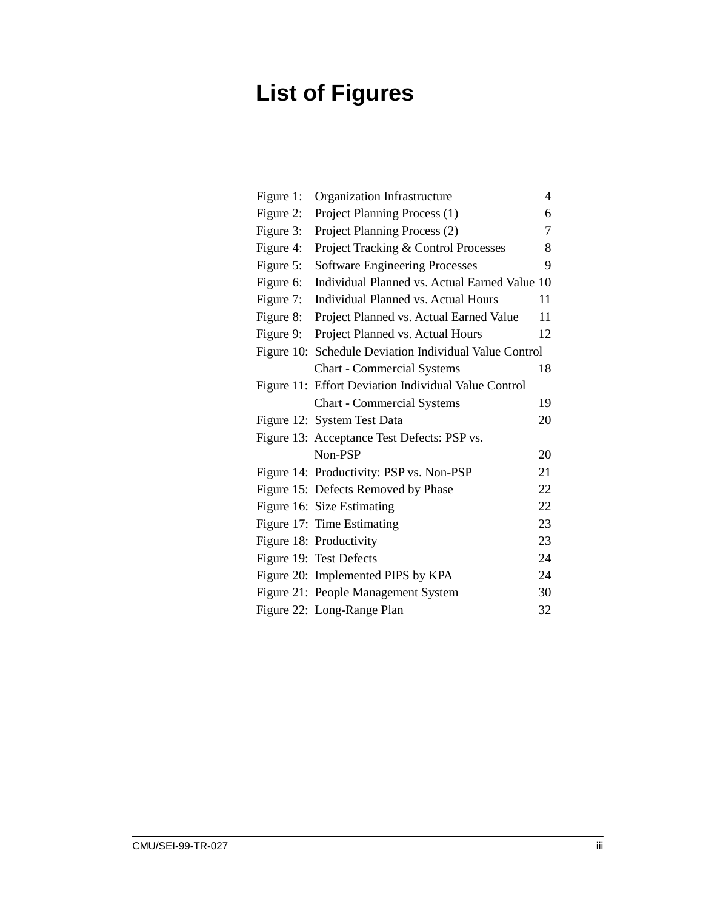# List of Figures

| | | |
|---|---|---|
| Figure 1: | Organization Infrastructure | 4 |
| Figure 2: | Project Planning Process (1) | 6 |
| Figure 3: | Project Planning Process (2) | 7 |
| Figure 4: | Project Tracking & Control Processes | 8 |
| Figure 5: | Software Engineering Processes | 9 |
| Figure 6: | Individual Planned vs. Actual Earned Value | 10 |
| Figure 7: | Individual Planned vs. Actual Hours | 11 |
| Figure 8: | Project Planned vs. Actual Earned Value | 11 |
| Figure 9: | Project Planned vs. Actual Hours | 12 |
| Figure 10: | Schedule Deviation Individual Value Control Chart - Commercial Systems | 18 |
| Figure 11: | Effort Deviation Individual Value Control Chart - Commercial Systems | 19 |
| Figure 12: | System Test Data | 20 |
| Figure 13: | Acceptance Test Defects: PSP vs. Non-PSP | 20 |
| Figure 14: | Productivity: PSP vs. Non-PSP | 21 |
| Figure 15: | Defects Removed by Phase | 22 |
| Figure 16: | Size Estimating | 22 |
| Figure 17: | Time Estimating | 23 |
| Figure 18: | Productivity | 23 |
| Figure 19: | Test Defects | 24 |
| Figure 20: | Implemented PIPS by KPA | 24 |
| Figure 21: | People Management System | 30 |
| Figure 22: | Long-Range Plan | 32 |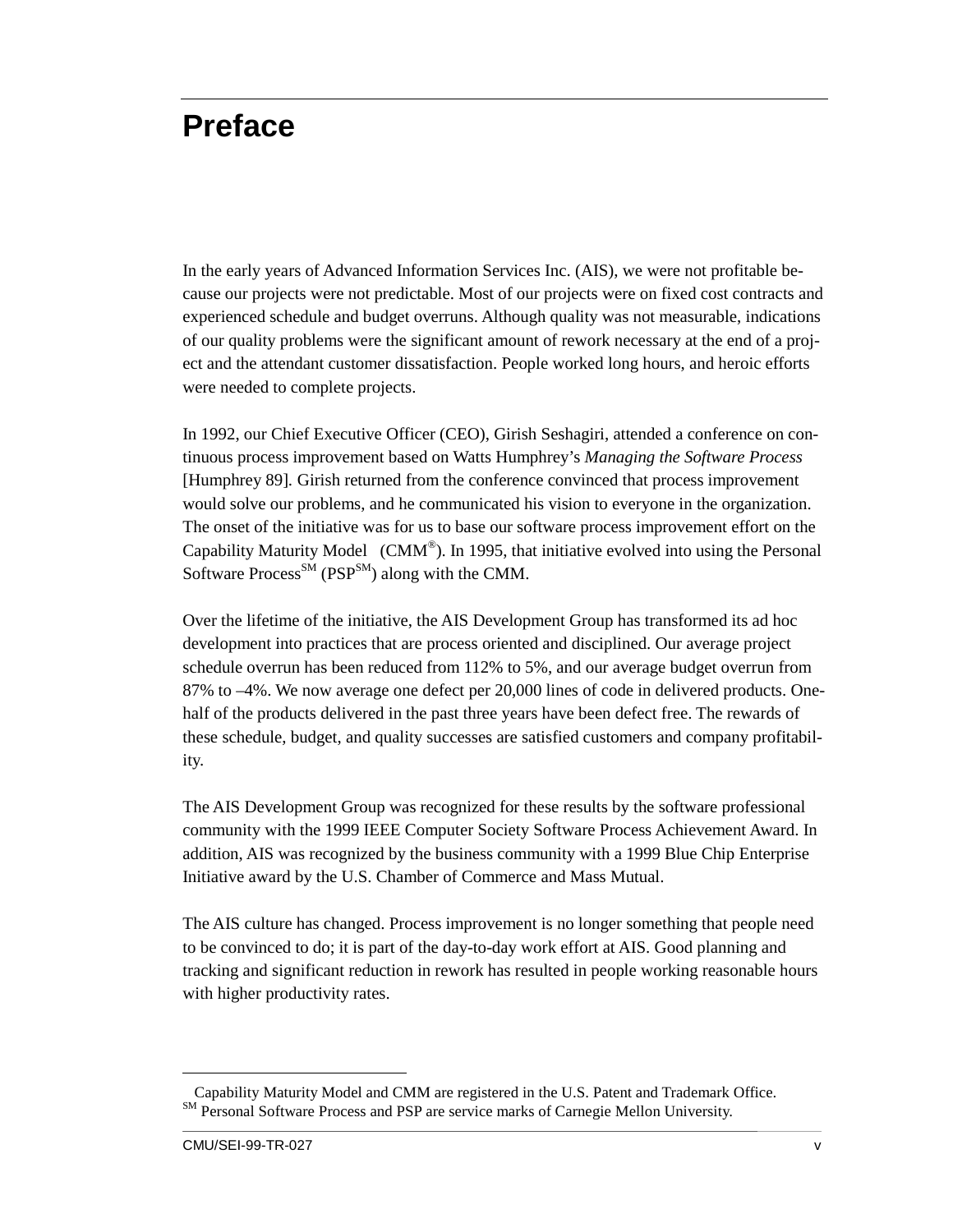# Preface

In the early years of Advanced Information Services Inc. (AIS), we were not profitable because our projects were not predictable. Most of our projects were on fixed cost contracts and experienced schedule and budget overruns. Although quality was not measurable, indications of our quality problems were the significant amount of rework necessary at the end of a project and the attendant customer dissatisfaction. People worked long hours, and heroic efforts were needed to complete projects.

In 1992, our Chief Executive Officer (CEO), Girish Seshagiri, attended a conference on continuous process improvement based on Watts Humphrey's *Managing the Software Process* [Humphrey 89]. Girish returned from the conference convinced that process improvement would solve our problems, and he communicated his vision to everyone in the organization. The onset of the initiative was for us to base our software process improvement effort on the Capability Maturity Model (CMM®). In 1995, that initiative evolved into using the Personal Software Process℠ (PSP℠) along with the CMM.

Over the lifetime of the initiative, the AIS Development Group has transformed its ad hoc development into practices that are process oriented and disciplined. Our average project schedule overrun has been reduced from 112% to 5%, and our average budget overrun from 87% to –4%. We now average one defect per 20,000 lines of code in delivered products. One-half of the products delivered in the past three years have been defect free. The rewards of these schedule, budget, and quality successes are satisfied customers and company profitability.

The AIS Development Group was recognized for these results by the software professional community with the 1999 IEEE Computer Society Software Process Achievement Award. In addition, AIS was recognized by the business community with a 1999 Blue Chip Enterprise Initiative award by the U.S. Chamber of Commerce and Mass Mutual.

The AIS culture has changed. Process improvement is no longer something that people need to be convinced to do; it is part of the day-to-day work effort at AIS. Good planning and tracking and significant reduction in rework has resulted in people working reasonable hours with higher productivity rates.

---

® Capability Maturity Model and CMM are registered in the U.S. Patent and Trademark Office.
℠ Personal Software Process and PSP are service marks of Carnegie Mellon University.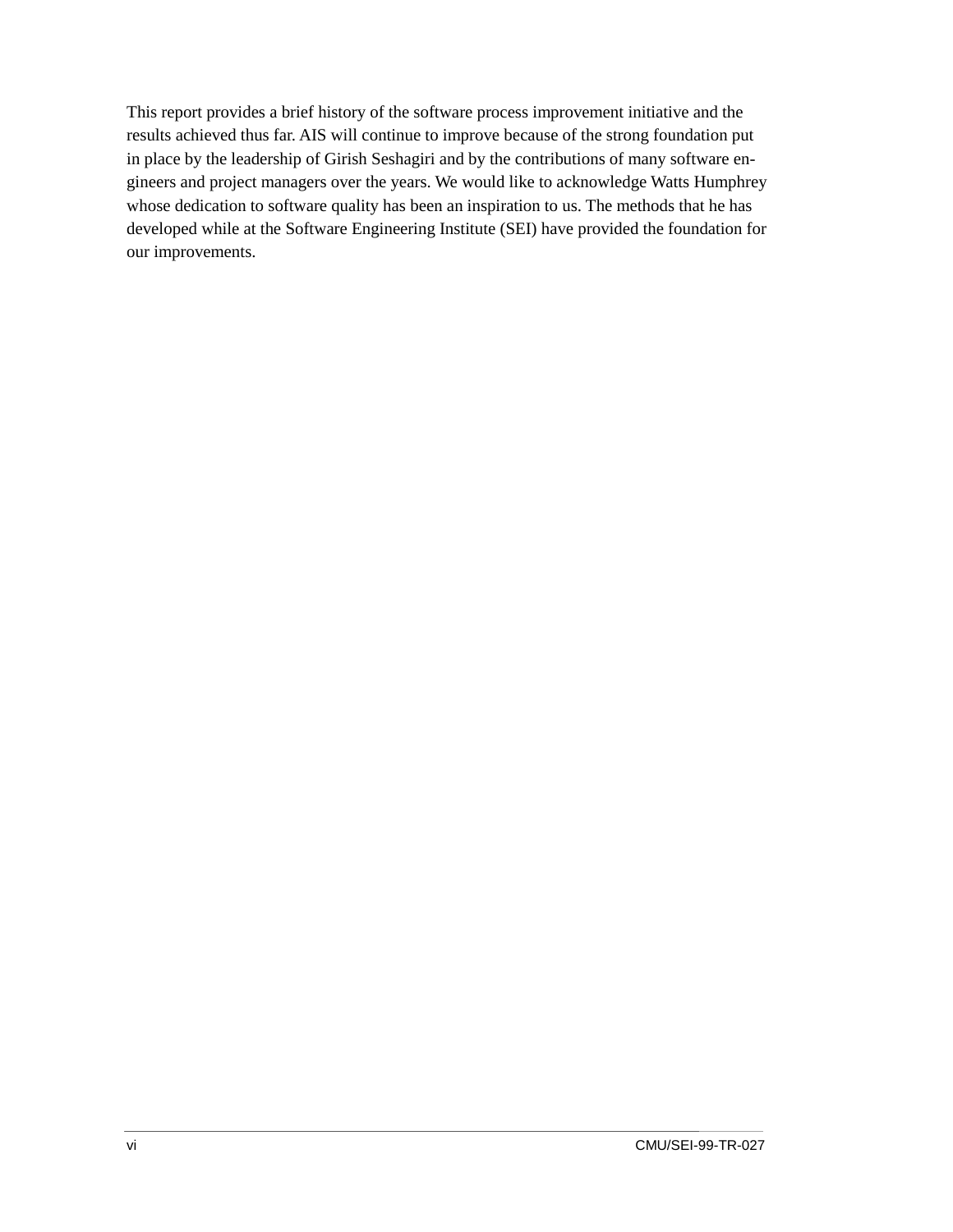This report provides a brief history of the software process improvement initiative and the results achieved thus far. AIS will continue to improve because of the strong foundation put in place by the leadership of Girish Seshagiri and by the contributions of many software engineers and project managers over the years. We would like to acknowledge Watts Humphrey whose dedication to software quality has been an inspiration to us. The methods that he has developed while at the Software Engineering Institute (SEI) have provided the foundation for our improvements.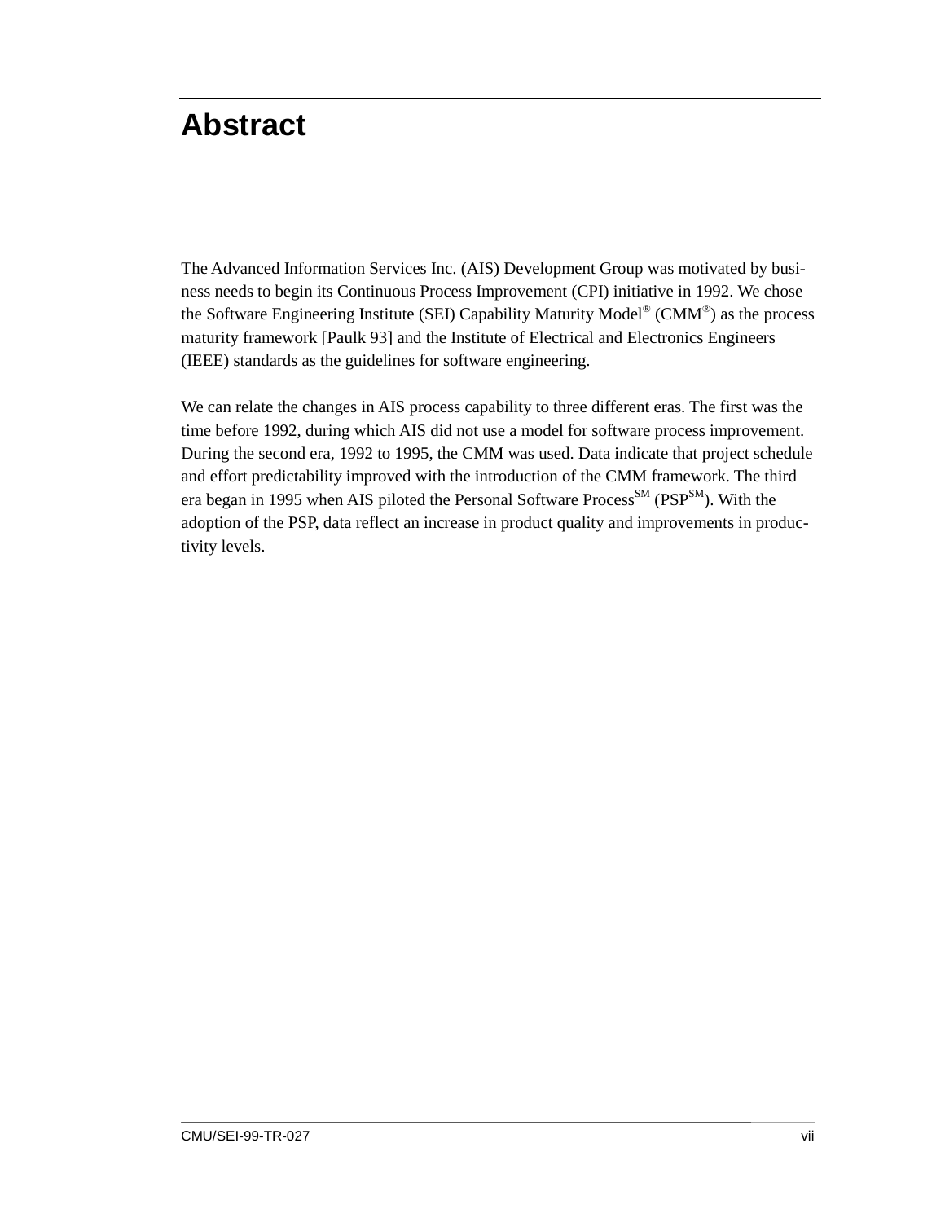# Abstract

The Advanced Information Services Inc. (AIS) Development Group was motivated by business needs to begin its Continuous Process Improvement (CPI) initiative in 1992. We chose the Software Engineering Institute (SEI) Capability Maturity Model® (CMM®) as the process maturity framework [Paulk 93] and the Institute of Electrical and Electronics Engineers (IEEE) standards as the guidelines for software engineering.

We can relate the changes in AIS process capability to three different eras. The first was the time before 1992, during which AIS did not use a model for software process improvement. During the second era, 1992 to 1995, the CMM was used. Data indicate that project schedule and effort predictability improved with the introduction of the CMM framework. The third era began in 1995 when AIS piloted the Personal Software Process℠ (PSP℠). With the adoption of the PSP, data reflect an increase in product quality and improvements in productivity levels.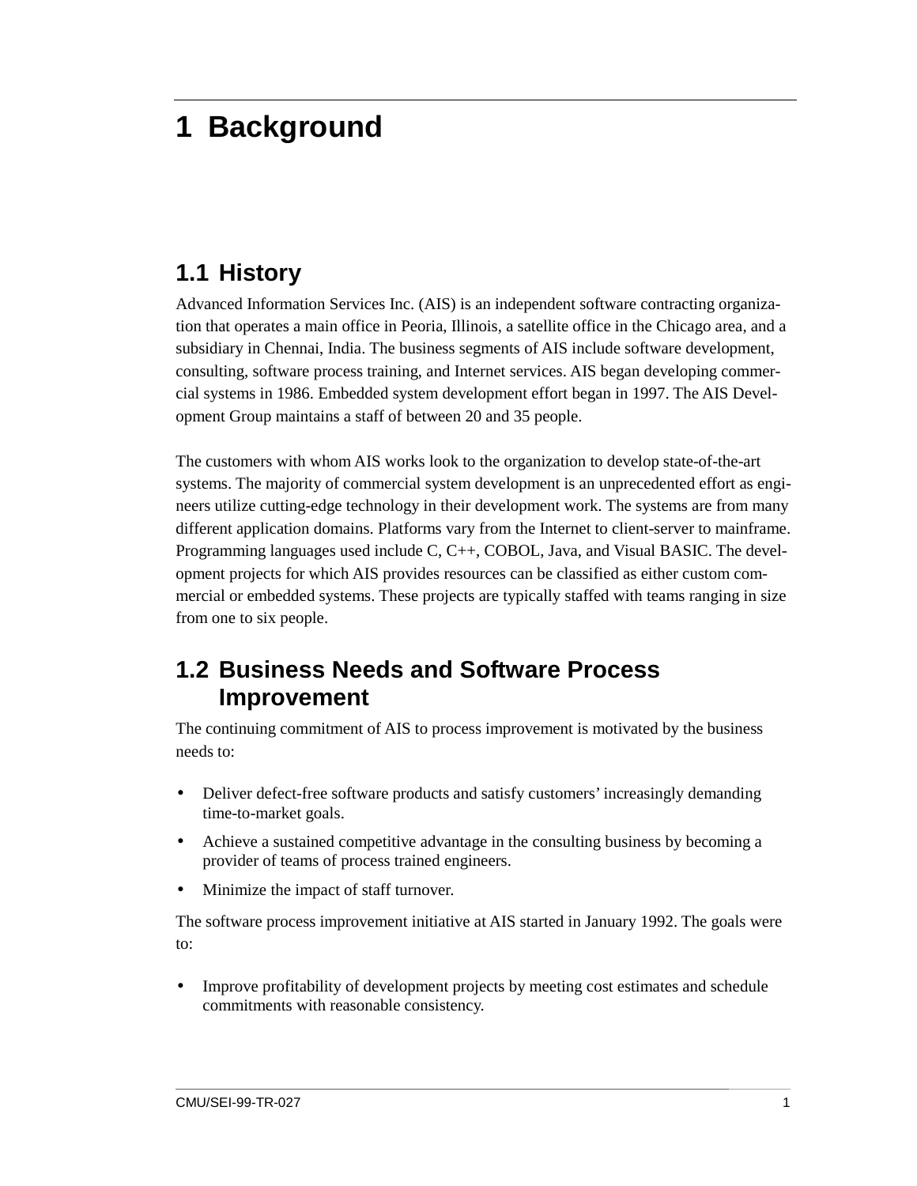# 1 Background

## 1.1 History

Advanced Information Services Inc. (AIS) is an independent software contracting organization that operates a main office in Peoria, Illinois, a satellite office in the Chicago area, and a subsidiary in Chennai, India. The business segments of AIS include software development, consulting, software process training, and Internet services. AIS began developing commercial systems in 1986. Embedded system development effort began in 1997. The AIS Development Group maintains a staff of between 20 and 35 people.

The customers with whom AIS works look to the organization to develop state-of-the-art systems. The majority of commercial system development is an unprecedented effort as engineers utilize cutting-edge technology in their development work. The systems are from many different application domains. Platforms vary from the Internet to client-server to mainframe. Programming languages used include C, C++, COBOL, Java, and Visual BASIC. The development projects for which AIS provides resources can be classified as either custom commercial or embedded systems. These projects are typically staffed with teams ranging in size from one to six people.

## 1.2 Business Needs and Software Process Improvement

The continuing commitment of AIS to process improvement is motivated by the business needs to:

- Deliver defect-free software products and satisfy customers' increasingly demanding time-to-market goals.
- Achieve a sustained competitive advantage in the consulting business by becoming a provider of teams of process trained engineers.
- Minimize the impact of staff turnover.

The software process improvement initiative at AIS started in January 1992. The goals were to:

- Improve profitability of development projects by meeting cost estimates and schedule commitments with reasonable consistency.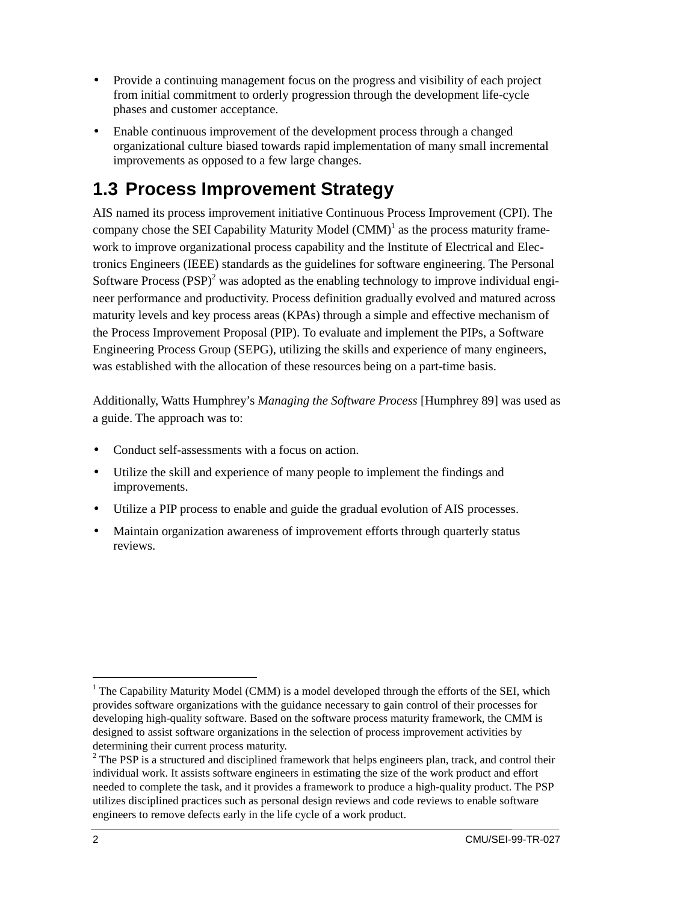- Provide a continuing management focus on the progress and visibility of each project from initial commitment to orderly progression through the development life-cycle phases and customer acceptance.
- Enable continuous improvement of the development process through a changed organizational culture biased towards rapid implementation of many small incremental improvements as opposed to a few large changes.

## 1.3 Process Improvement Strategy

AIS named its process improvement initiative Continuous Process Improvement (CPI). The company chose the SEI Capability Maturity Model (CMM)[1] as the process maturity framework to improve organizational process capability and the Institute of Electrical and Electronics Engineers (IEEE) standards as the guidelines for software engineering. The Personal Software Process (PSP)[2] was adopted as the enabling technology to improve individual engineer performance and productivity. Process definition gradually evolved and matured across maturity levels and key process areas (KPAs) through a simple and effective mechanism of the Process Improvement Proposal (PIP). To evaluate and implement the PIPs, a Software Engineering Process Group (SEPG), utilizing the skills and experience of many engineers, was established with the allocation of these resources being on a part-time basis.

Additionally, Watts Humphrey's *Managing the Software Process* [Humphrey 89] was used as a guide. The approach was to:

- Conduct self-assessments with a focus on action.
- Utilize the skill and experience of many people to implement the findings and improvements.
- Utilize a PIP process to enable and guide the gradual evolution of AIS processes.
- Maintain organization awareness of improvement efforts through quarterly status reviews.

---

[1] The Capability Maturity Model (CMM) is a model developed through the efforts of the SEI, which provides software organizations with the guidance necessary to gain control of their processes for developing high-quality software. Based on the software process maturity framework, the CMM is designed to assist software organizations in the selection of process improvement activities by determining their current process maturity.

[2] The PSP is a structured and disciplined framework that helps engineers plan, track, and control their individual work. It assists software engineers in estimating the size of the work product and effort needed to complete the task, and it provides a framework to produce a high-quality product. The PSP utilizes disciplined practices such as personal design reviews and code reviews to enable software engineers to remove defects early in the life cycle of a work product.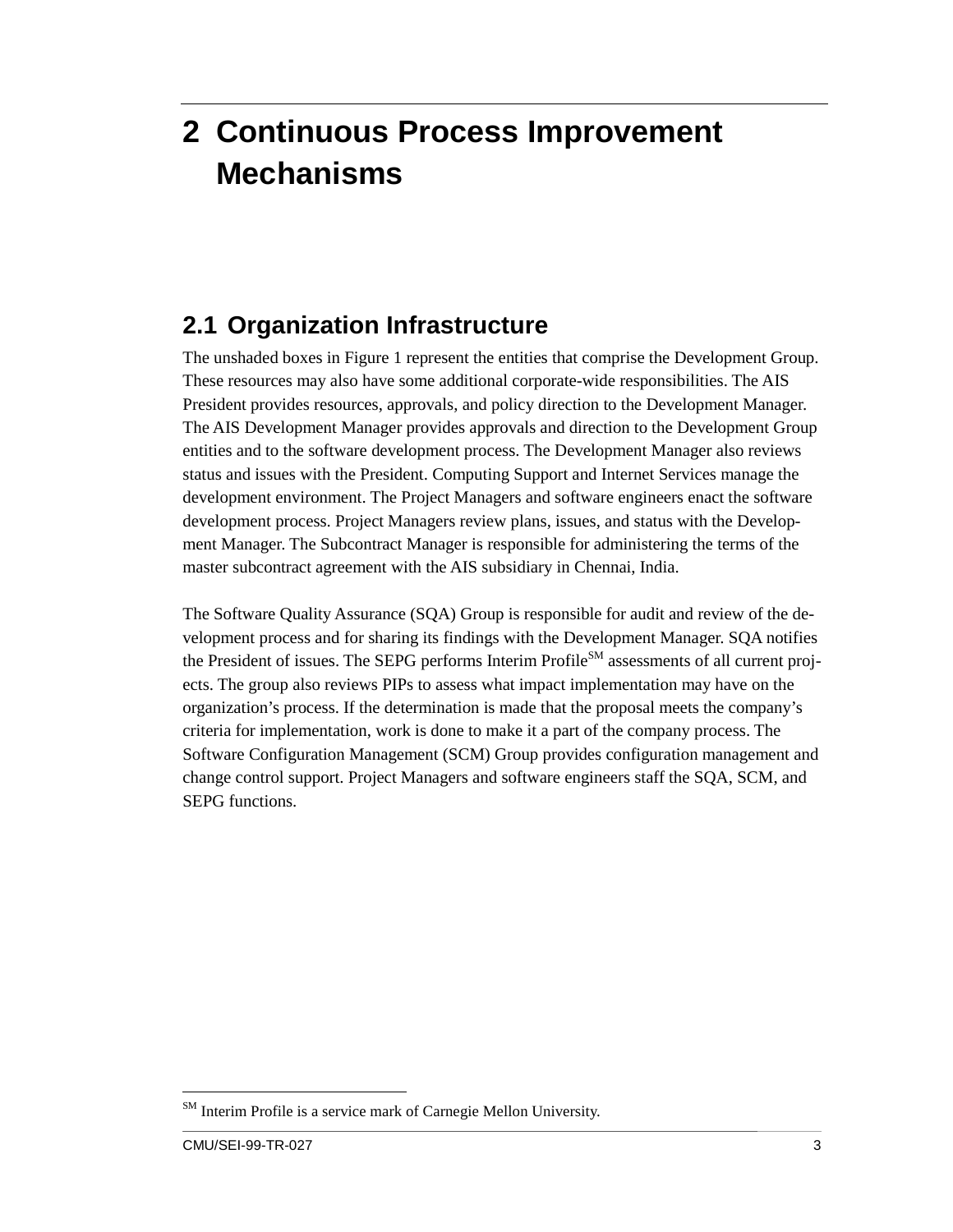# 2 Continuous Process Improvement Mechanisms

## 2.1 Organization Infrastructure

The unshaded boxes in Figure 1 represent the entities that comprise the Development Group. These resources may also have some additional corporate-wide responsibilities. The AIS President provides resources, approvals, and policy direction to the Development Manager. The AIS Development Manager provides approvals and direction to the Development Group entities and to the software development process. The Development Manager also reviews status and issues with the President. Computing Support and Internet Services manage the development environment. The Project Managers and software engineers enact the software development process. Project Managers review plans, issues, and status with the Development Manager. The Subcontract Manager is responsible for administering the terms of the master subcontract agreement with the AIS subsidiary in Chennai, India.

The Software Quality Assurance (SQA) Group is responsible for audit and review of the development process and for sharing its findings with the Development Manager. SQA notifies the President of issues. The SEPG performs Interim Profile[SM] assessments of all current projects. The group also reviews PIPs to assess what impact implementation may have on the organization's process. If the determination is made that the proposal meets the company's criteria for implementation, work is done to make it a part of the company process. The Software Configuration Management (SCM) Group provides configuration management and change control support. Project Managers and software engineers staff the SQA, SCM, and SEPG functions.

---

[SM] Interim Profile is a service mark of Carnegie Mellon University.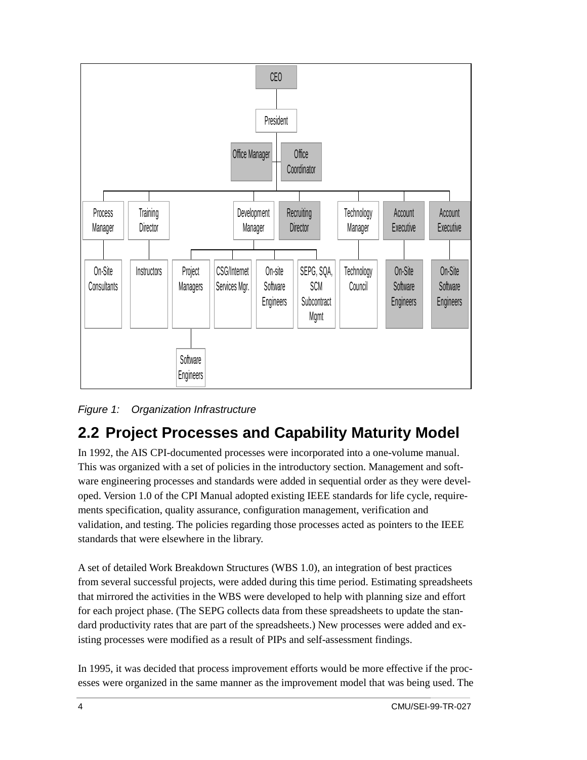- CEO
  - President
    - Office Manager
    - Office Coordinator
    - Process Manager
      - On-Site Consultants
    - Training Director
      - Instructors
    - Development Manager
      - Project Managers
        - Software Engineers
      - CSG/Internet Services Mgr.
      - On-site Software Engineers
      - SEPG, SQA, SCM Subcontract Mgmt
    - Recruiting Director
    - Technology Manager
      - Technology Council
    - Account Executive
      - On-Site Software Engineers
    - Account Executive
      - On-Site Software Engineers

*Figure 1: Organization Infrastructure*

## 2.2 Project Processes and Capability Maturity Model

In 1992, the AIS CPI-documented processes were incorporated into a one-volume manual. This was organized with a set of policies in the introductory section. Management and software engineering processes and standards were added in sequential order as they were developed. Version 1.0 of the CPI Manual adopted existing IEEE standards for life cycle, requirements specification, quality assurance, configuration management, verification and validation, and testing. The policies regarding those processes acted as pointers to the IEEE standards that were elsewhere in the library.

A set of detailed Work Breakdown Structures (WBS 1.0), an integration of best practices from several successful projects, were added during this time period. Estimating spreadsheets that mirrored the activities in the WBS were developed to help with planning size and effort for each project phase. (The SEPG collects data from these spreadsheets to update the standard productivity rates that are part of the spreadsheets.) New processes were added and existing processes were modified as a result of PIPs and self-assessment findings.

In 1995, it was decided that process improvement efforts would be more effective if the processes were organized in the same manner as the improvement model that was being used. The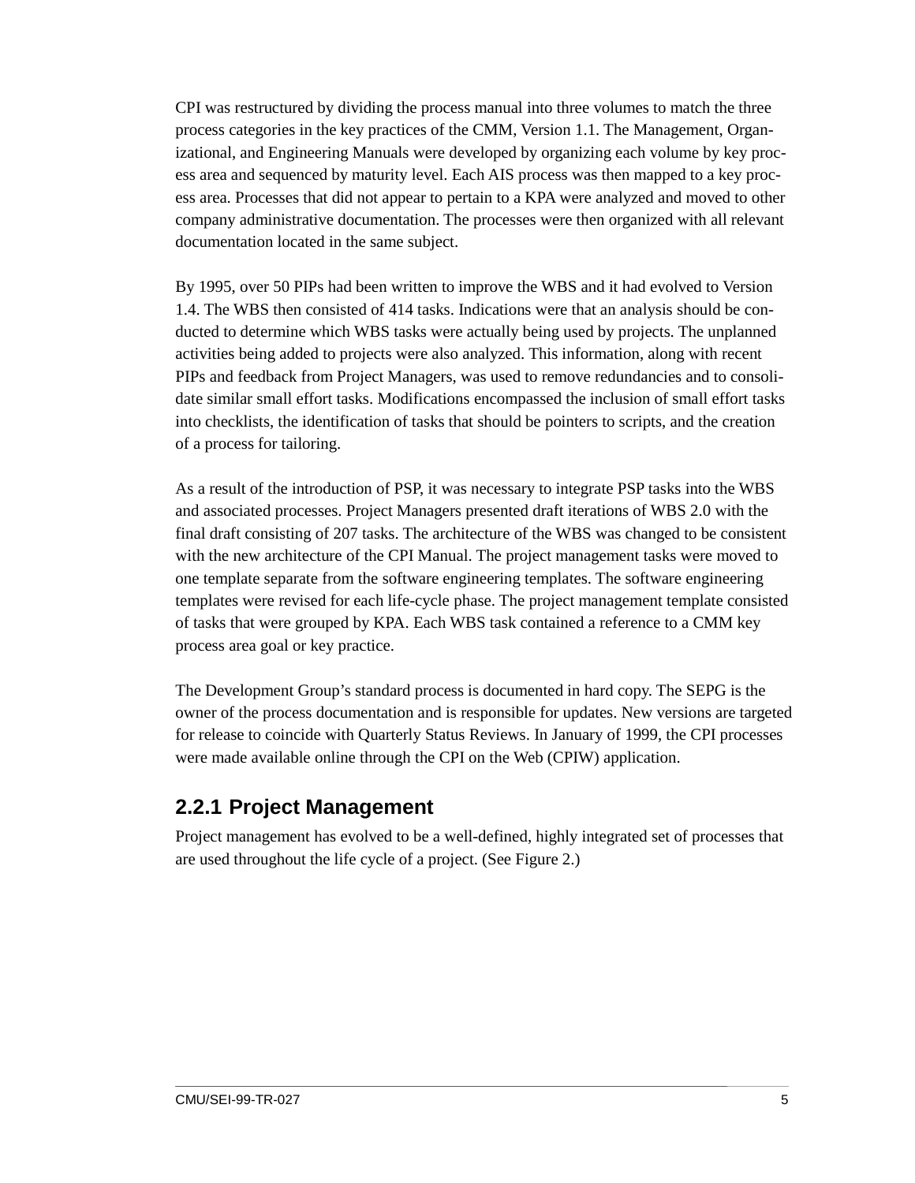CPI was restructured by dividing the process manual into three volumes to match the three process categories in the key practices of the CMM, Version 1.1. The Management, Organizational, and Engineering Manuals were developed by organizing each volume by key process area and sequenced by maturity level. Each AIS process was then mapped to a key process area. Processes that did not appear to pertain to a KPA were analyzed and moved to other company administrative documentation. The processes were then organized with all relevant documentation located in the same subject.

By 1995, over 50 PIPs had been written to improve the WBS and it had evolved to Version 1.4. The WBS then consisted of 414 tasks. Indications were that an analysis should be conducted to determine which WBS tasks were actually being used by projects. The unplanned activities being added to projects were also analyzed. This information, along with recent PIPs and feedback from Project Managers, was used to remove redundancies and to consolidate similar small effort tasks. Modifications encompassed the inclusion of small effort tasks into checklists, the identification of tasks that should be pointers to scripts, and the creation of a process for tailoring.

As a result of the introduction of PSP, it was necessary to integrate PSP tasks into the WBS and associated processes. Project Managers presented draft iterations of WBS 2.0 with the final draft consisting of 207 tasks. The architecture of the WBS was changed to be consistent with the new architecture of the CPI Manual. The project management tasks were moved to one template separate from the software engineering templates. The software engineering templates were revised for each life-cycle phase. The project management template consisted of tasks that were grouped by KPA. Each WBS task contained a reference to a CMM key process area goal or key practice.

The Development Group's standard process is documented in hard copy. The SEPG is the owner of the process documentation and is responsible for updates. New versions are targeted for release to coincide with Quarterly Status Reviews. In January of 1999, the CPI processes were made available online through the CPI on the Web (CPIW) application.

### 2.2.1 Project Management

Project management has evolved to be a well-defined, highly integrated set of processes that are used throughout the life cycle of a project. (See Figure 2.)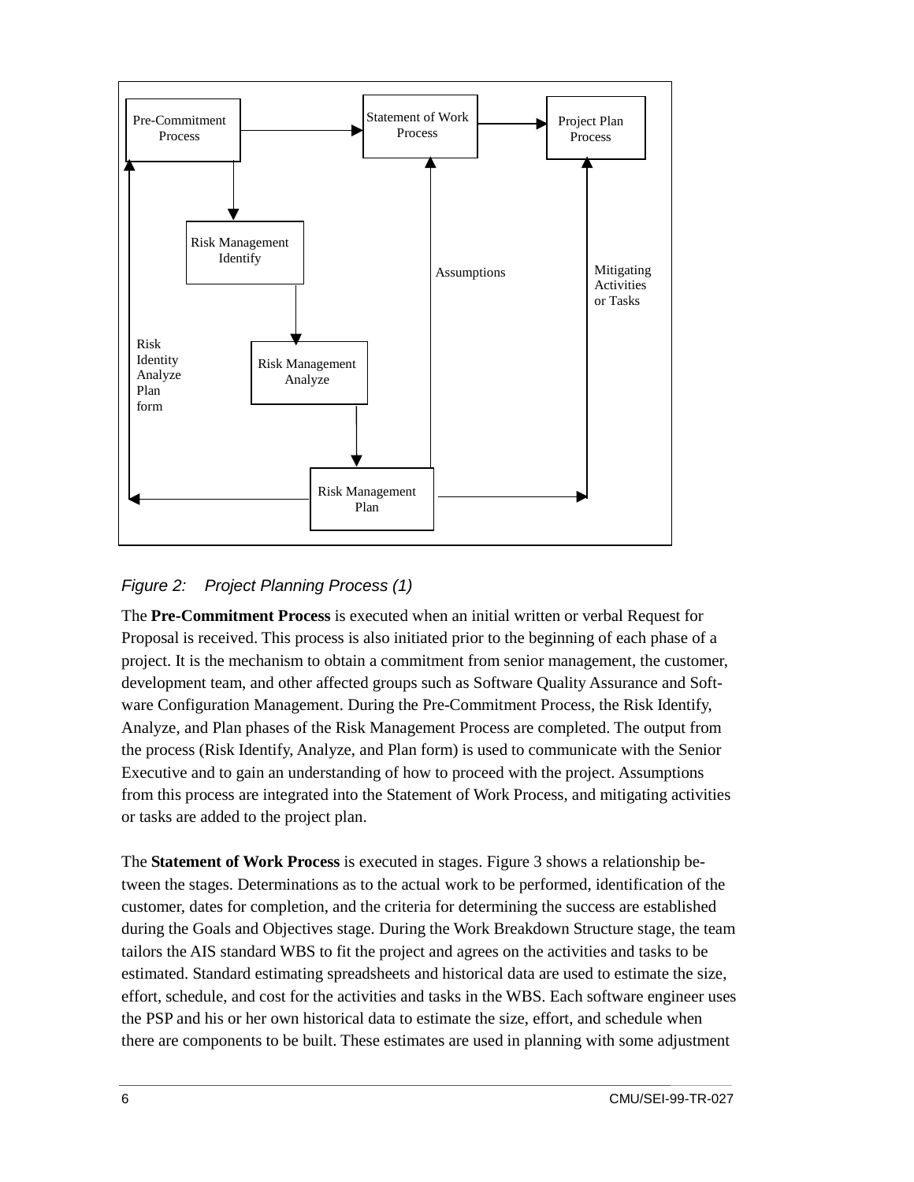Figure 2: Project Planning Process (1)

The **Pre-Commitment Process** is executed when an initial written or verbal Request for Proposal is received. This process is also initiated prior to the beginning of each phase of a project. It is the mechanism to obtain a commitment from senior management, the customer, development team, and other affected groups such as Software Quality Assurance and Software Configuration Management. During the Pre-Commitment Process, the Risk Identify, Analyze, and Plan phases of the Risk Management Process are completed. The output from the process (Risk Identify, Analyze, and Plan form) is used to communicate with the Senior Executive and to gain an understanding of how to proceed with the project. Assumptions from this process are integrated into the Statement of Work Process, and mitigating activities or tasks are added to the project plan.

The **Statement of Work Process** is executed in stages. Figure 3 shows a relationship between the stages. Determinations as to the actual work to be performed, identification of the customer, dates for completion, and the criteria for determining the success are established during the Goals and Objectives stage. During the Work Breakdown Structure stage, the team tailors the AIS standard WBS to fit the project and agrees on the activities and tasks to be estimated. Standard estimating spreadsheets and historical data are used to estimate the size, effort, schedule, and cost for the activities and tasks in the WBS. Each software engineer uses the PSP and his or her own historical data to estimate the size, effort, and schedule when there are components to be built. These estimates are used in planning with some adjustment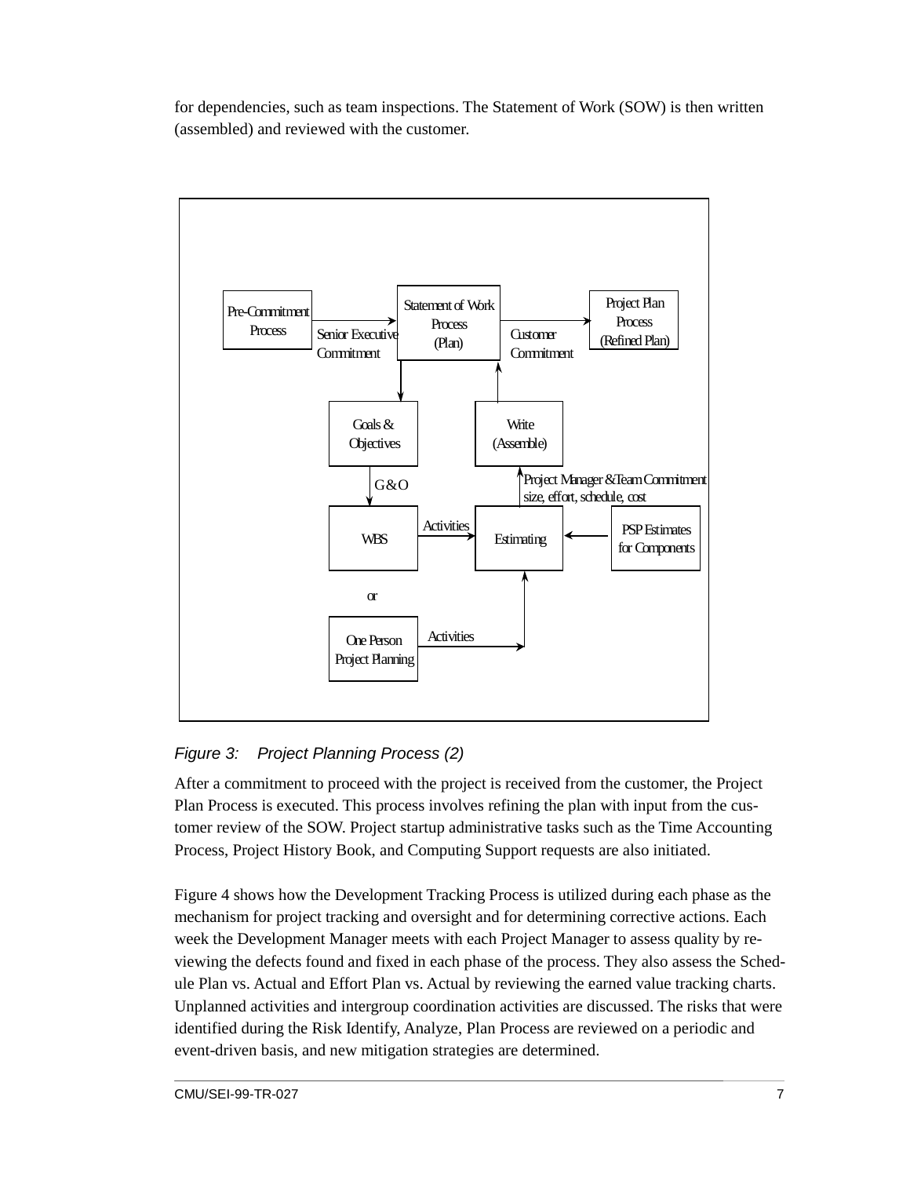for dependencies, such as team inspections. The Statement of Work (SOW) is then written (assembled) and reviewed with the customer.

*Figure 3: Project Planning Process (2)*

After a commitment to proceed with the project is received from the customer, the Project Plan Process is executed. This process involves refining the plan with input from the customer review of the SOW. Project startup administrative tasks such as the Time Accounting Process, Project History Book, and Computing Support requests are also initiated.

Figure 4 shows how the Development Tracking Process is utilized during each phase as the mechanism for project tracking and oversight and for determining corrective actions. Each week the Development Manager meets with each Project Manager to assess quality by reviewing the defects found and fixed in each phase of the process. They also assess the Schedule Plan vs. Actual and Effort Plan vs. Actual by reviewing the earned value tracking charts. Unplanned activities and intergroup coordination activities are discussed. The risks that were identified during the Risk Identify, Analyze, Plan Process are reviewed on a periodic and event-driven basis, and new mitigation strategies are determined.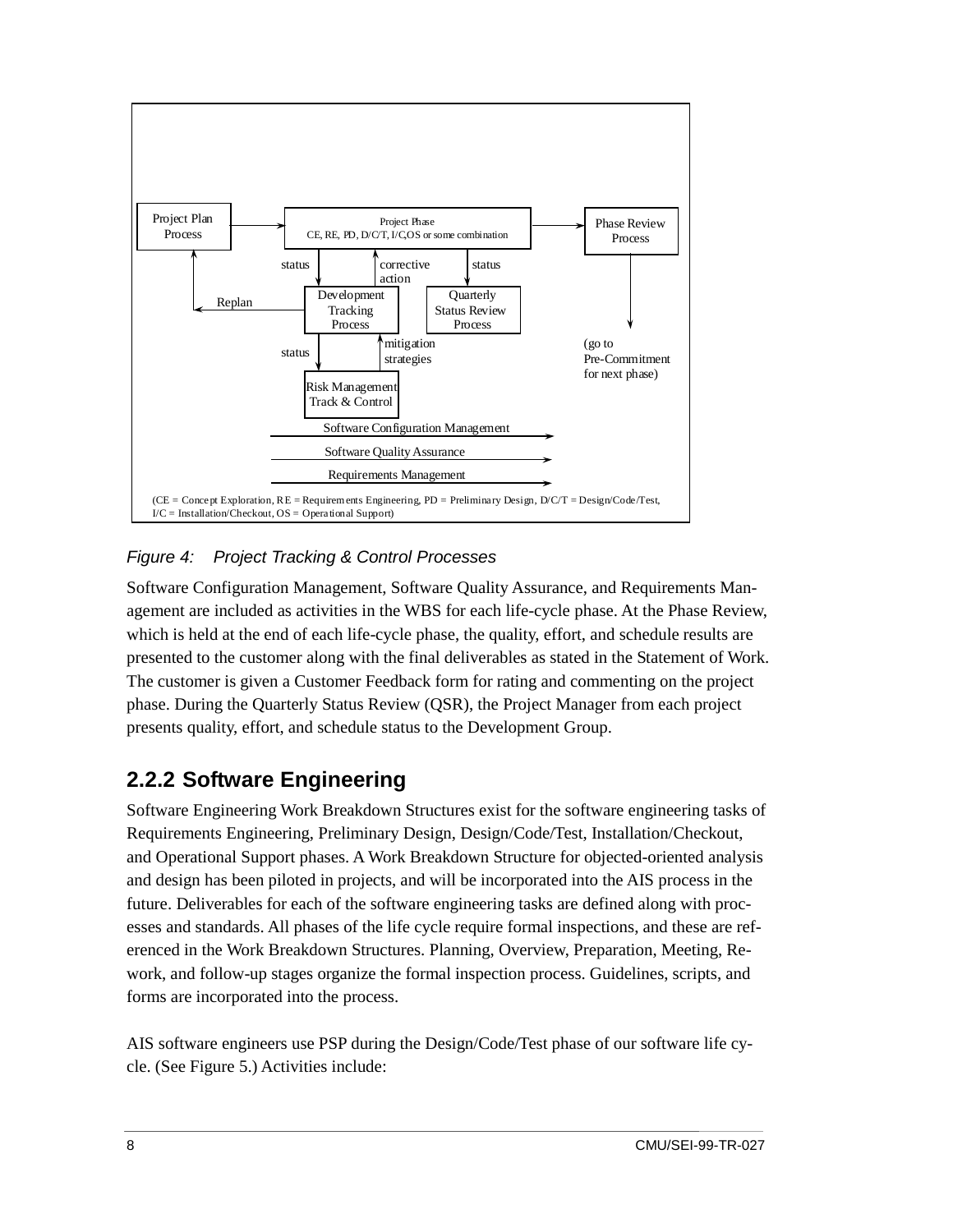Figure 4: Project Tracking & Control Processes

Software Configuration Management, Software Quality Assurance, and Requirements Management are included as activities in the WBS for each life-cycle phase. At the Phase Review, which is held at the end of each life-cycle phase, the quality, effort, and schedule results are presented to the customer along with the final deliverables as stated in the Statement of Work. The customer is given a Customer Feedback form for rating and commenting on the project phase. During the Quarterly Status Review (QSR), the Project Manager from each project presents quality, effort, and schedule status to the Development Group.

### 2.2.2 Software Engineering

Software Engineering Work Breakdown Structures exist for the software engineering tasks of Requirements Engineering, Preliminary Design, Design/Code/Test, Installation/Checkout, and Operational Support phases. A Work Breakdown Structure for objected-oriented analysis and design has been piloted in projects, and will be incorporated into the AIS process in the future. Deliverables for each of the software engineering tasks are defined along with processes and standards. All phases of the life cycle require formal inspections, and these are referenced in the Work Breakdown Structures. Planning, Overview, Preparation, Meeting, Rework, and follow-up stages organize the formal inspection process. Guidelines, scripts, and forms are incorporated into the process.

AIS software engineers use PSP during the Design/Code/Test phase of our software life cycle. (See Figure 5.) Activities include: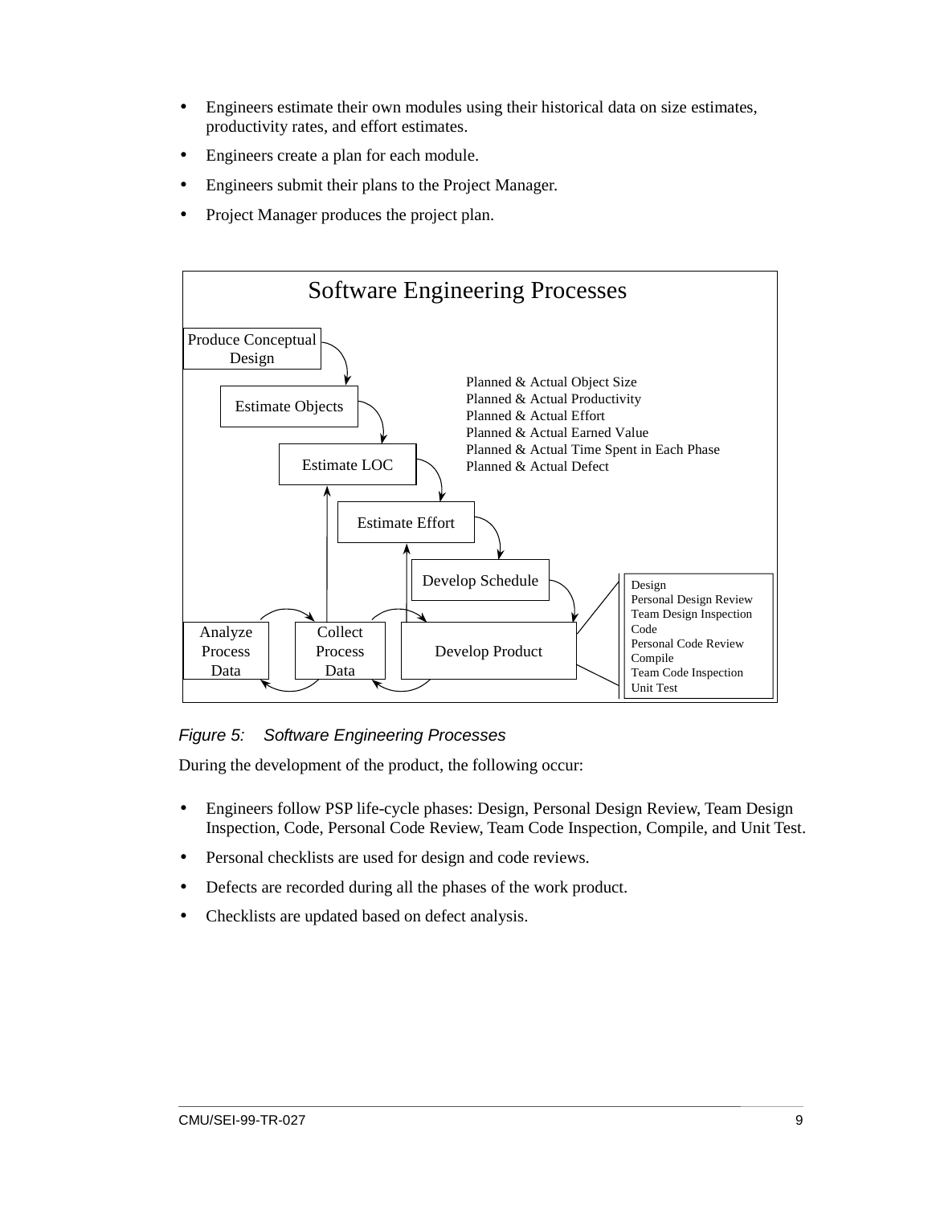- Engineers estimate their own modules using their historical data on size estimates, productivity rates, and effort estimates.
- Engineers create a plan for each module.
- Engineers submit their plans to the Project Manager.
- Project Manager produces the project plan.

Software Engineering Processes

Produce Conceptual Design

Estimate Objects

Estimate LOC

Estimate Effort

Develop Schedule

Analyze Process Data

Collect Process Data

Develop Product

Planned & Actual Object Size
Planned & Actual Productivity
Planned & Actual Effort
Planned & Actual Earned Value
Planned & Actual Time Spent in Each Phase
Planned & Actual Defect

Design
Personal Design Review
Team Design Inspection
Code
Personal Code Review
Compile
Team Code Inspection
Unit Test

*Figure 5: Software Engineering Processes*

During the development of the product, the following occur:

- Engineers follow PSP life-cycle phases: Design, Personal Design Review, Team Design Inspection, Code, Personal Code Review, Team Code Inspection, Compile, and Unit Test.
- Personal checklists are used for design and code reviews.
- Defects are recorded during all the phases of the work product.
- Checklists are updated based on defect analysis.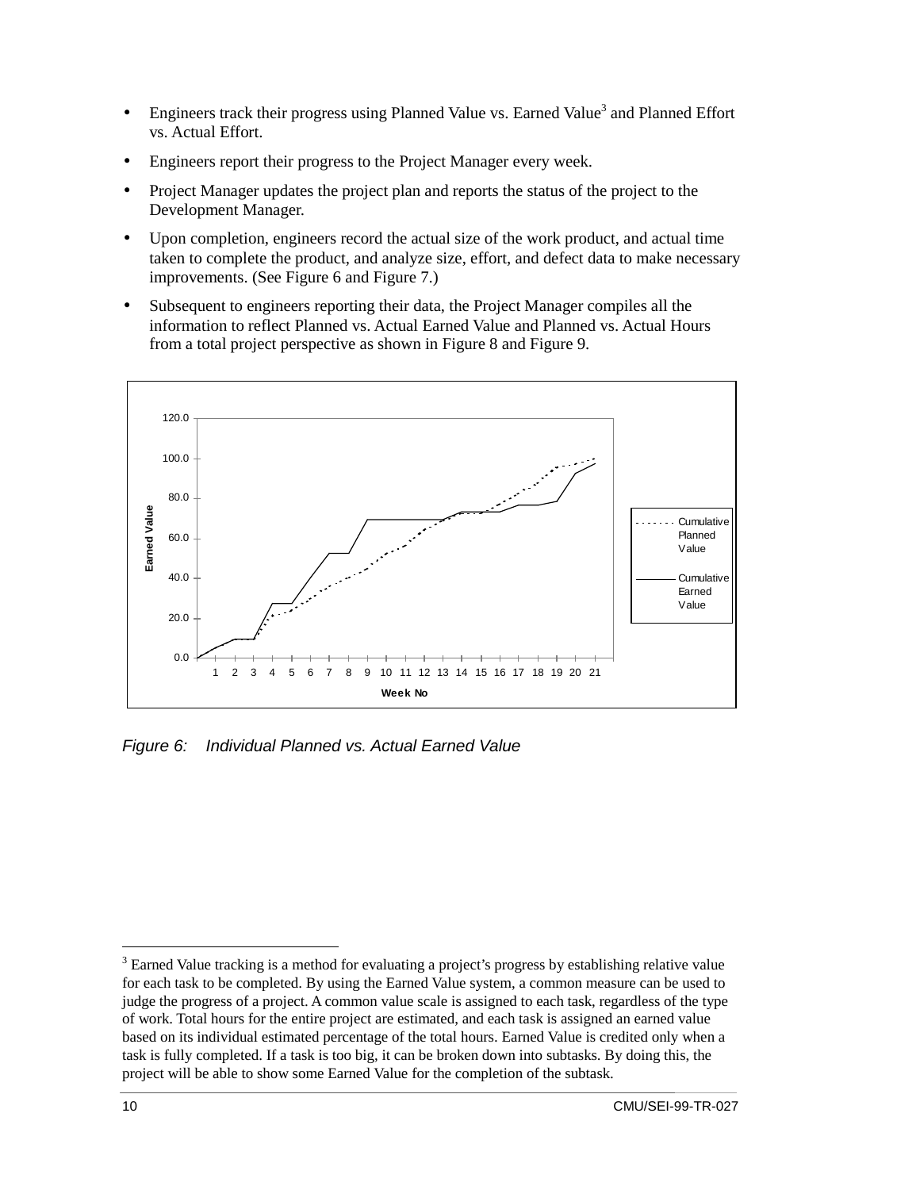- Engineers track their progress using Planned Value vs. Earned Value[3] and Planned Effort vs. Actual Effort.
- Engineers report their progress to the Project Manager every week.
- Project Manager updates the project plan and reports the status of the project to the Development Manager.
- Upon completion, engineers record the actual size of the work product, and actual time taken to complete the product, and analyze size, effort, and defect data to make necessary improvements. (See Figure 6 and Figure 7.)
- Subsequent to engineers reporting their data, the Project Manager compiles all the information to reflect Planned vs. Actual Earned Value and Planned vs. Actual Hours from a total project perspective as shown in Figure 8 and Figure 9.

*Figure 6: Individual Planned vs. Actual Earned Value*

[3] Earned Value tracking is a method for evaluating a project's progress by establishing relative value for each task to be completed. By using the Earned Value system, a common measure can be used to judge the progress of a project. A common value scale is assigned to each task, regardless of the type of work. Total hours for the entire project are estimated, and each task is assigned an earned value based on its individual estimated percentage of the total hours. Earned Value is credited only when a task is fully completed. If a task is too big, it can be broken down into subtasks. By doing this, the project will be able to show some Earned Value for the completion of the subtask.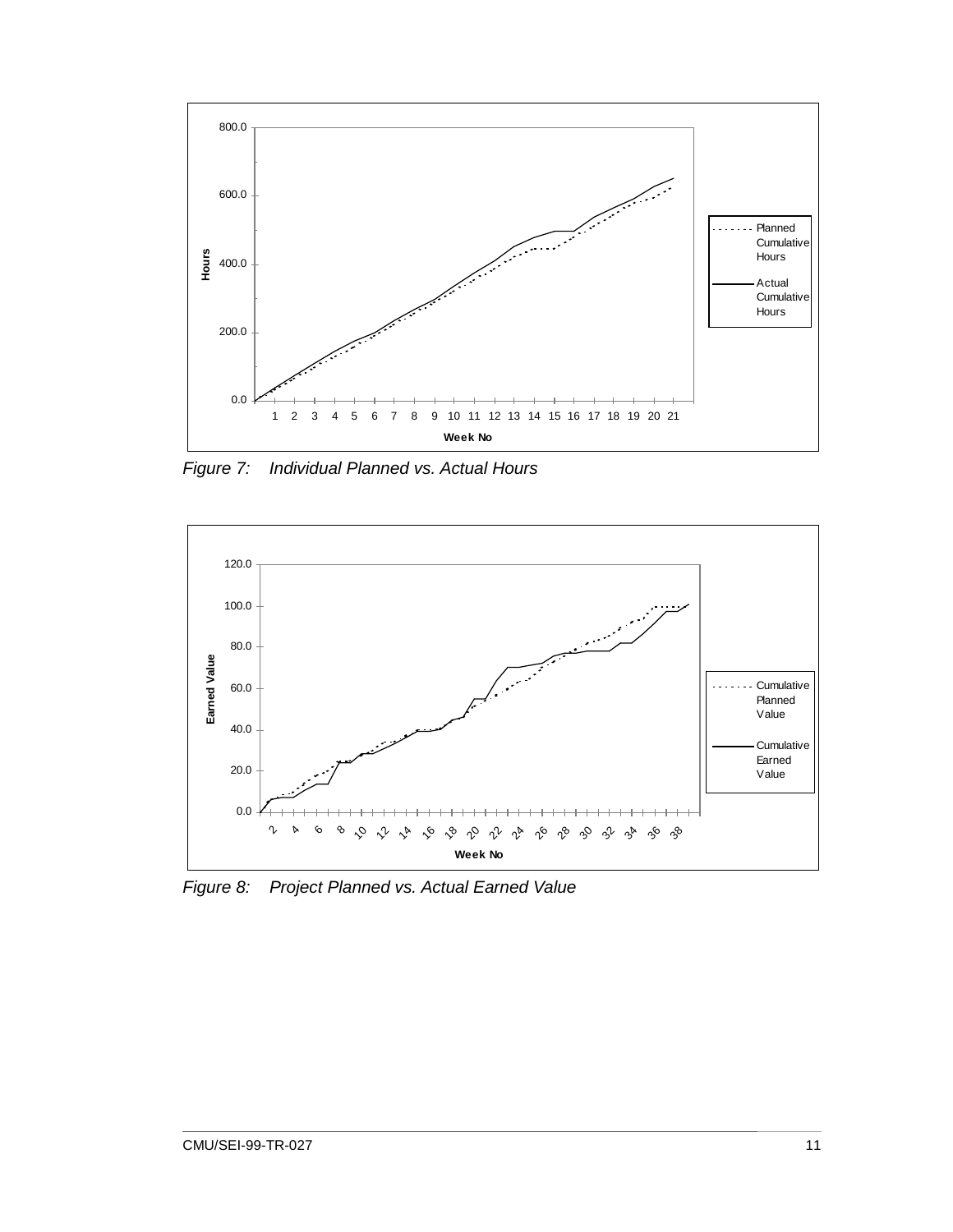*Figure 7: Individual Planned vs. Actual Hours*

*Figure 8: Project Planned vs. Actual Earned Value*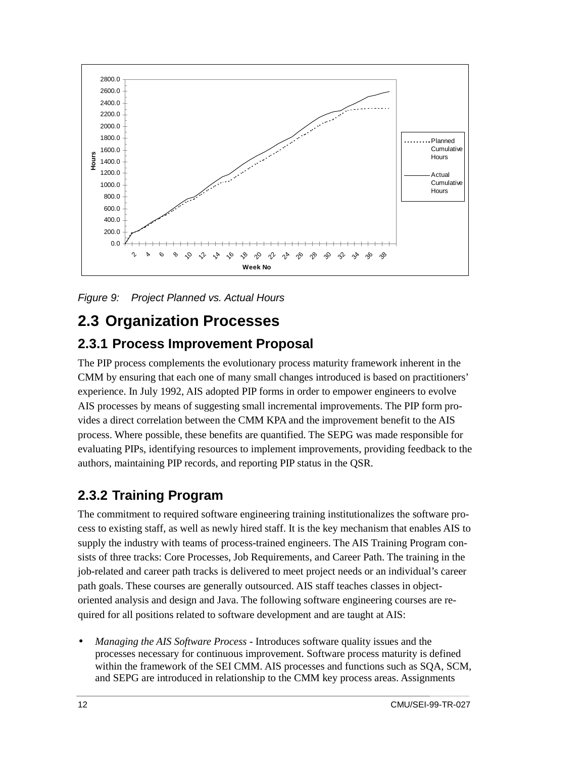Figure 9: Project Planned vs. Actual Hours

## 2.3 Organization Processes

### 2.3.1 Process Improvement Proposal

The PIP process complements the evolutionary process maturity framework inherent in the CMM by ensuring that each one of many small changes introduced is based on practitioners' experience. In July 1992, AIS adopted PIP forms in order to empower engineers to evolve AIS processes by means of suggesting small incremental improvements. The PIP form provides a direct correlation between the CMM KPA and the improvement benefit to the AIS process. Where possible, these benefits are quantified. The SEPG was made responsible for evaluating PIPs, identifying resources to implement improvements, providing feedback to the authors, maintaining PIP records, and reporting PIP status in the QSR.

### 2.3.2 Training Program

The commitment to required software engineering training institutionalizes the software process to existing staff, as well as newly hired staff. It is the key mechanism that enables AIS to supply the industry with teams of process-trained engineers. The AIS Training Program consists of three tracks: Core Processes, Job Requirements, and Career Path. The training in the job-related and career path tracks is delivered to meet project needs or an individual's career path goals. These courses are generally outsourced. AIS staff teaches classes in object-oriented analysis and design and Java. The following software engineering courses are required for all positions related to software development and are taught at AIS:

- *Managing the AIS Software Process* - Introduces software quality issues and the processes necessary for continuous improvement. Software process maturity is defined within the framework of the SEI CMM. AIS processes and functions such as SQA, SCM, and SEPG are introduced in relationship to the CMM key process areas. Assignments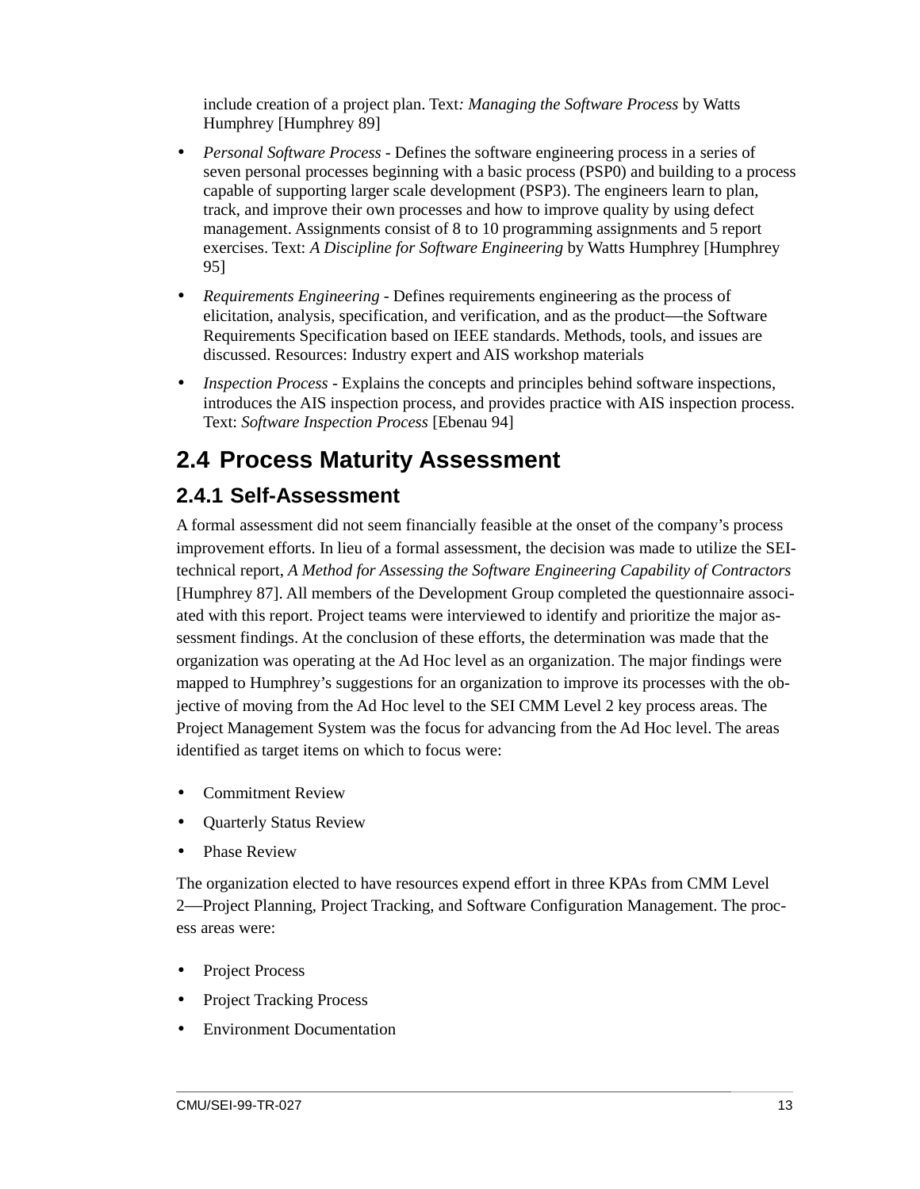include creation of a project plan. Text*: Managing the Software Process* by Watts Humphrey [Humphrey 89]

- *Personal Software Process* - Defines the software engineering process in a series of seven personal processes beginning with a basic process (PSP0) and building to a process capable of supporting larger scale development (PSP3). The engineers learn to plan, track, and improve their own processes and how to improve quality by using defect management. Assignments consist of 8 to 10 programming assignments and 5 report exercises. Text: *A Discipline for Software Engineering* by Watts Humphrey [Humphrey 95]
- *Requirements Engineering* - Defines requirements engineering as the process of elicitation, analysis, specification, and verification, and as the product—the Software Requirements Specification based on IEEE standards. Methods, tools, and issues are discussed. Resources: Industry expert and AIS workshop materials
- *Inspection Process* - Explains the concepts and principles behind software inspections, introduces the AIS inspection process, and provides practice with AIS inspection process. Text: *Software Inspection Process* [Ebenau 94]

## 2.4 Process Maturity Assessment

### 2.4.1 Self-Assessment

A formal assessment did not seem financially feasible at the onset of the company's process improvement efforts. In lieu of a formal assessment, the decision was made to utilize the SEI-technical report, *A Method for Assessing the Software Engineering Capability of Contractors* [Humphrey 87]. All members of the Development Group completed the questionnaire associated with this report. Project teams were interviewed to identify and prioritize the major assessment findings. At the conclusion of these efforts, the determination was made that the organization was operating at the Ad Hoc level as an organization. The major findings were mapped to Humphrey's suggestions for an organization to improve its processes with the objective of moving from the Ad Hoc level to the SEI CMM Level 2 key process areas. The Project Management System was the focus for advancing from the Ad Hoc level. The areas identified as target items on which to focus were:

- Commitment Review
- Quarterly Status Review
- Phase Review

The organization elected to have resources expend effort in three KPAs from CMM Level 2—Project Planning, Project Tracking, and Software Configuration Management. The process areas were:

- Project Process
- Project Tracking Process
- Environment Documentation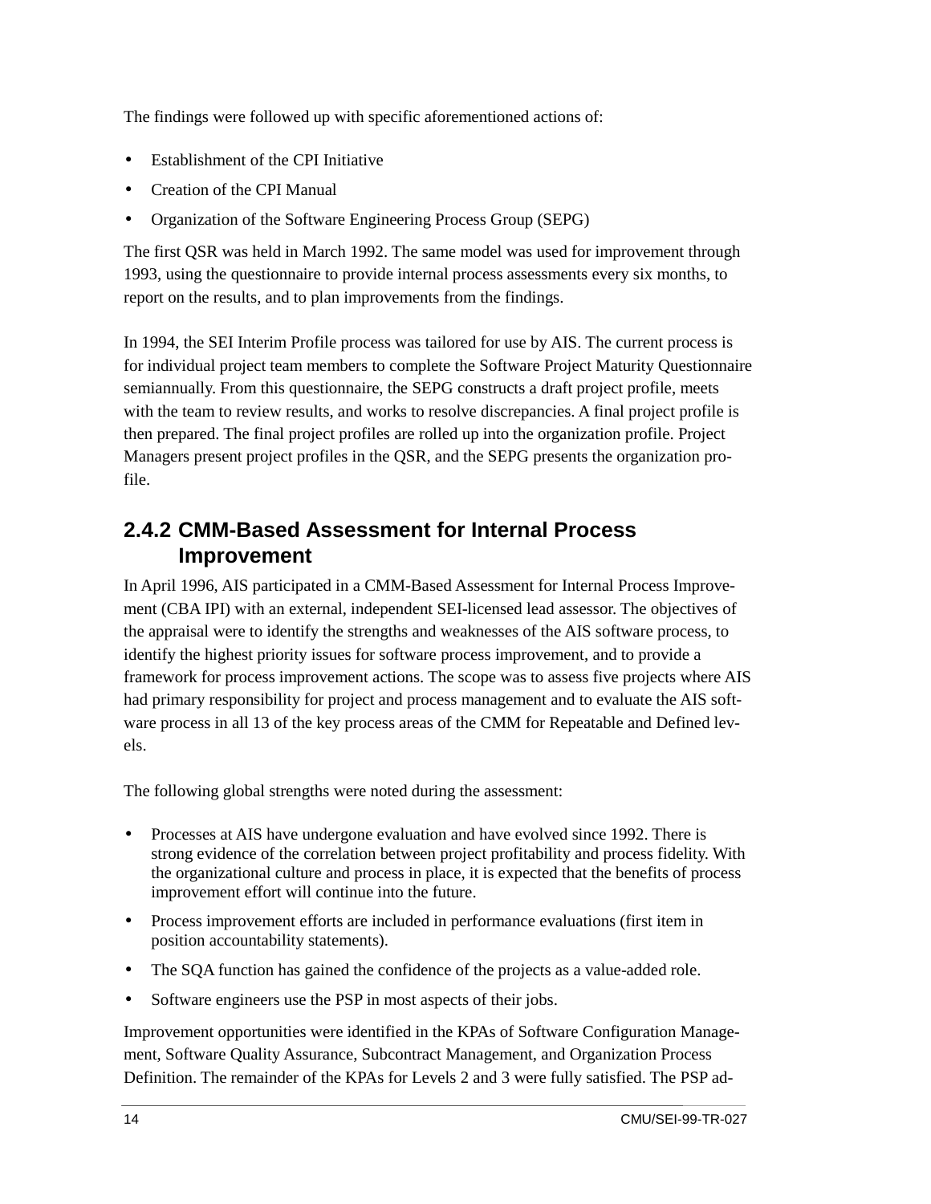The findings were followed up with specific aforementioned actions of:

- Establishment of the CPI Initiative
- Creation of the CPI Manual
- Organization of the Software Engineering Process Group (SEPG)

The first QSR was held in March 1992. The same model was used for improvement through 1993, using the questionnaire to provide internal process assessments every six months, to report on the results, and to plan improvements from the findings.

In 1994, the SEI Interim Profile process was tailored for use by AIS. The current process is for individual project team members to complete the Software Project Maturity Questionnaire semiannually. From this questionnaire, the SEPG constructs a draft project profile, meets with the team to review results, and works to resolve discrepancies. A final project profile is then prepared. The final project profiles are rolled up into the organization profile. Project Managers present project profiles in the QSR, and the SEPG presents the organization profile.

### 2.4.2 CMM-Based Assessment for Internal Process Improvement

In April 1996, AIS participated in a CMM-Based Assessment for Internal Process Improvement (CBA IPI) with an external, independent SEI-licensed lead assessor. The objectives of the appraisal were to identify the strengths and weaknesses of the AIS software process, to identify the highest priority issues for software process improvement, and to provide a framework for process improvement actions. The scope was to assess five projects where AIS had primary responsibility for project and process management and to evaluate the AIS software process in all 13 of the key process areas of the CMM for Repeatable and Defined levels.

The following global strengths were noted during the assessment:

- Processes at AIS have undergone evaluation and have evolved since 1992. There is strong evidence of the correlation between project profitability and process fidelity. With the organizational culture and process in place, it is expected that the benefits of process improvement effort will continue into the future.
- Process improvement efforts are included in performance evaluations (first item in position accountability statements).
- The SQA function has gained the confidence of the projects as a value-added role.
- Software engineers use the PSP in most aspects of their jobs.

Improvement opportunities were identified in the KPAs of Software Configuration Management, Software Quality Assurance, Subcontract Management, and Organization Process Definition. The remainder of the KPAs for Levels 2 and 3 were fully satisfied. The PSP ad-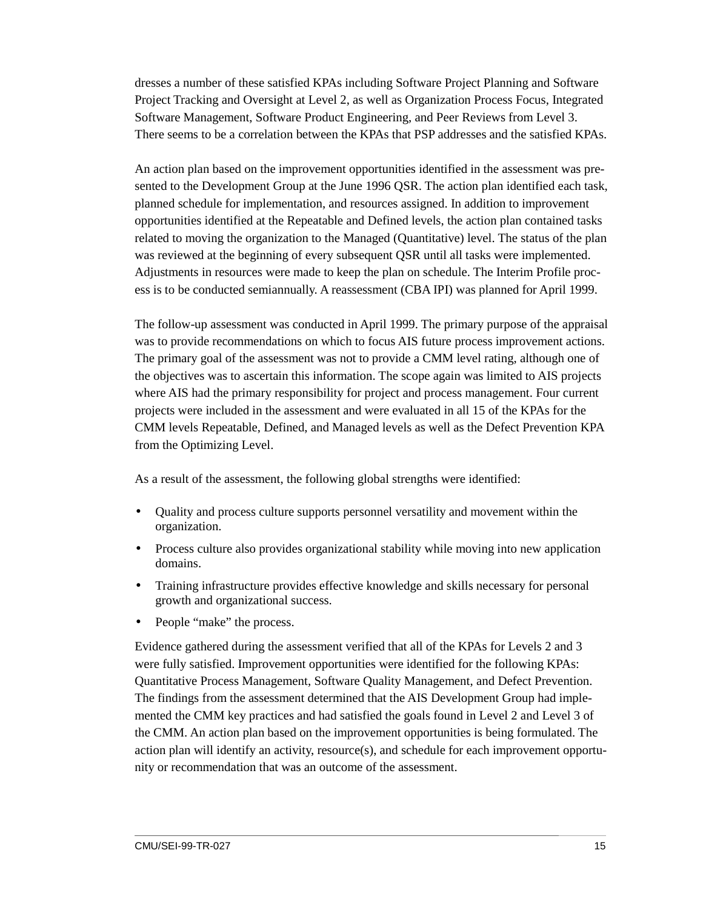dresses a number of these satisfied KPAs including Software Project Planning and Software Project Tracking and Oversight at Level 2, as well as Organization Process Focus, Integrated Software Management, Software Product Engineering, and Peer Reviews from Level 3. There seems to be a correlation between the KPAs that PSP addresses and the satisfied KPAs.

An action plan based on the improvement opportunities identified in the assessment was presented to the Development Group at the June 1996 QSR. The action plan identified each task, planned schedule for implementation, and resources assigned. In addition to improvement opportunities identified at the Repeatable and Defined levels, the action plan contained tasks related to moving the organization to the Managed (Quantitative) level. The status of the plan was reviewed at the beginning of every subsequent QSR until all tasks were implemented. Adjustments in resources were made to keep the plan on schedule. The Interim Profile process is to be conducted semiannually. A reassessment (CBA IPI) was planned for April 1999.

The follow-up assessment was conducted in April 1999. The primary purpose of the appraisal was to provide recommendations on which to focus AIS future process improvement actions. The primary goal of the assessment was not to provide a CMM level rating, although one of the objectives was to ascertain this information. The scope again was limited to AIS projects where AIS had the primary responsibility for project and process management. Four current projects were included in the assessment and were evaluated in all 15 of the KPAs for the CMM levels Repeatable, Defined, and Managed levels as well as the Defect Prevention KPA from the Optimizing Level.

As a result of the assessment, the following global strengths were identified:

- Quality and process culture supports personnel versatility and movement within the organization.
- Process culture also provides organizational stability while moving into new application domains.
- Training infrastructure provides effective knowledge and skills necessary for personal growth and organizational success.
- People "make" the process.

Evidence gathered during the assessment verified that all of the KPAs for Levels 2 and 3 were fully satisfied. Improvement opportunities were identified for the following KPAs: Quantitative Process Management, Software Quality Management, and Defect Prevention. The findings from the assessment determined that the AIS Development Group had implemented the CMM key practices and had satisfied the goals found in Level 2 and Level 3 of the CMM. An action plan based on the improvement opportunities is being formulated. The action plan will identify an activity, resource(s), and schedule for each improvement opportunity or recommendation that was an outcome of the assessment.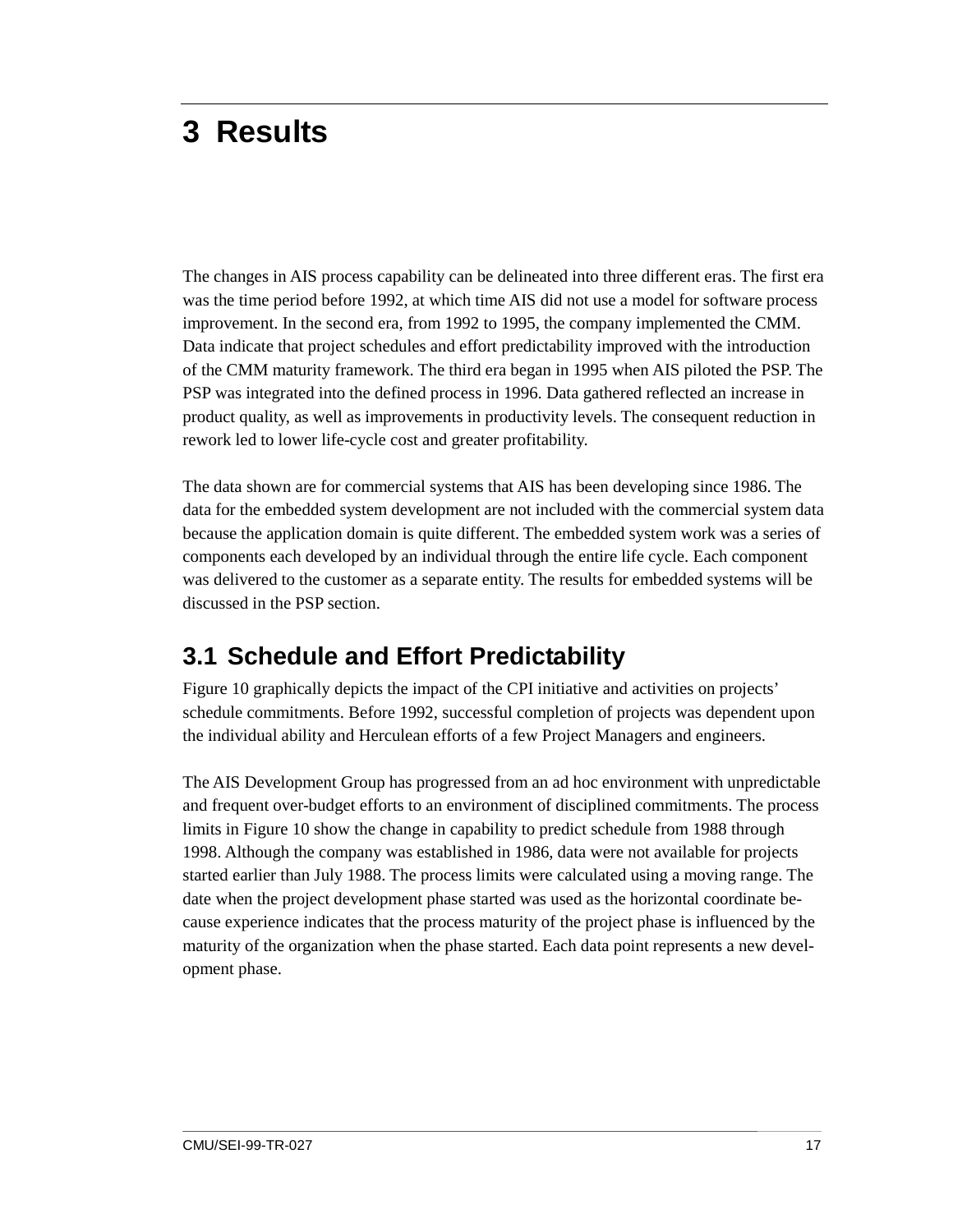# 3 Results

The changes in AIS process capability can be delineated into three different eras. The first era was the time period before 1992, at which time AIS did not use a model for software process improvement. In the second era, from 1992 to 1995, the company implemented the CMM. Data indicate that project schedules and effort predictability improved with the introduction of the CMM maturity framework. The third era began in 1995 when AIS piloted the PSP. The PSP was integrated into the defined process in 1996. Data gathered reflected an increase in product quality, as well as improvements in productivity levels. The consequent reduction in rework led to lower life-cycle cost and greater profitability.

The data shown are for commercial systems that AIS has been developing since 1986. The data for the embedded system development are not included with the commercial system data because the application domain is quite different. The embedded system work was a series of components each developed by an individual through the entire life cycle. Each component was delivered to the customer as a separate entity. The results for embedded systems will be discussed in the PSP section.

## 3.1 Schedule and Effort Predictability

Figure 10 graphically depicts the impact of the CPI initiative and activities on projects' schedule commitments. Before 1992, successful completion of projects was dependent upon the individual ability and Herculean efforts of a few Project Managers and engineers.

The AIS Development Group has progressed from an ad hoc environment with unpredictable and frequent over-budget efforts to an environment of disciplined commitments. The process limits in Figure 10 show the change in capability to predict schedule from 1988 through 1998. Although the company was established in 1986, data were not available for projects started earlier than July 1988. The process limits were calculated using a moving range. The date when the project development phase started was used as the horizontal coordinate because experience indicates that the process maturity of the project phase is influenced by the maturity of the organization when the phase started. Each data point represents a new development phase.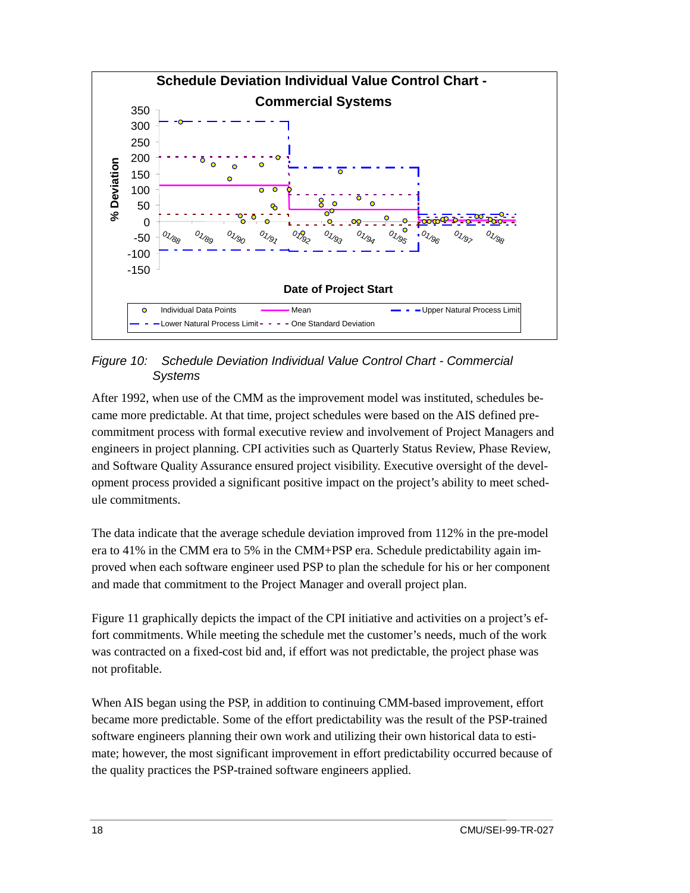Figure 10: Schedule Deviation Individual Value Control Chart - Commercial Systems

After 1992, when use of the CMM as the improvement model was instituted, schedules became more predictable. At that time, project schedules were based on the AIS defined pre-commitment process with formal executive review and involvement of Project Managers and engineers in project planning. CPI activities such as Quarterly Status Review, Phase Review, and Software Quality Assurance ensured project visibility. Executive oversight of the development process provided a significant positive impact on the project's ability to meet schedule commitments.

The data indicate that the average schedule deviation improved from 112% in the pre-model era to 41% in the CMM era to 5% in the CMM+PSP era. Schedule predictability again improved when each software engineer used PSP to plan the schedule for his or her component and made that commitment to the Project Manager and overall project plan.

Figure 11 graphically depicts the impact of the CPI initiative and activities on a project's effort commitments. While meeting the schedule met the customer's needs, much of the work was contracted on a fixed-cost bid and, if effort was not predictable, the project phase was not profitable.

When AIS began using the PSP, in addition to continuing CMM-based improvement, effort became more predictable. Some of the effort predictability was the result of the PSP-trained software engineers planning their own work and utilizing their own historical data to estimate; however, the most significant improvement in effort predictability occurred because of the quality practices the PSP-trained software engineers applied.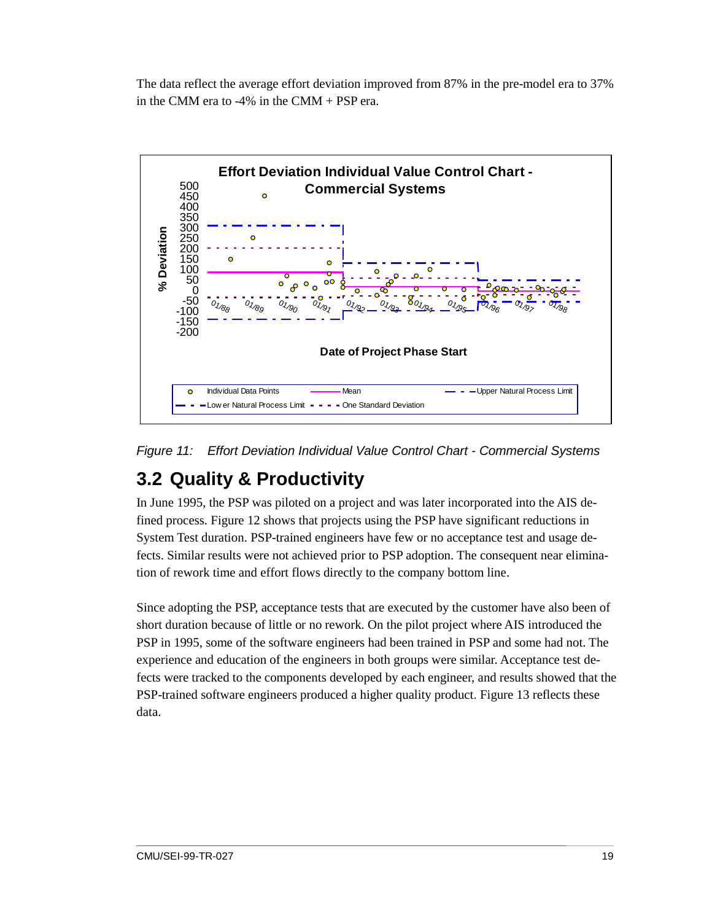The data reflect the average effort deviation improved from 87% in the pre-model era to 37% in the CMM era to -4% in the CMM + PSP era.

*Figure 11: Effort Deviation Individual Value Control Chart - Commercial Systems*

## 3.2 Quality & Productivity

In June 1995, the PSP was piloted on a project and was later incorporated into the AIS defined process. Figure 12 shows that projects using the PSP have significant reductions in System Test duration. PSP-trained engineers have few or no acceptance test and usage defects. Similar results were not achieved prior to PSP adoption. The consequent near elimination of rework time and effort flows directly to the company bottom line.

Since adopting the PSP, acceptance tests that are executed by the customer have also been of short duration because of little or no rework. On the pilot project where AIS introduced the PSP in 1995, some of the software engineers had been trained in PSP and some had not. The experience and education of the engineers in both groups were similar. Acceptance test defects were tracked to the components developed by each engineer, and results showed that the PSP-trained software engineers produced a higher quality product. Figure 13 reflects these data.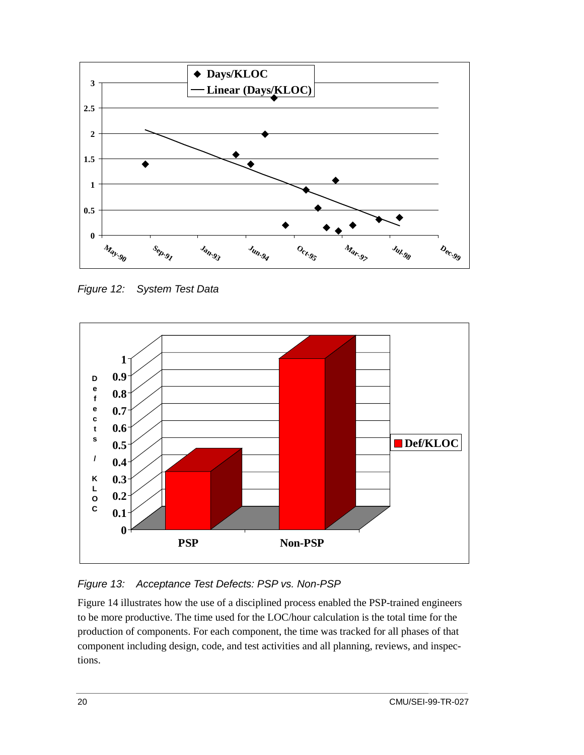Figure 12: System Test Data

Figure 13: Acceptance Test Defects: PSP vs. Non-PSP

Figure 14 illustrates how the use of a disciplined process enabled the PSP-trained engineers to be more productive. The time used for the LOC/hour calculation is the total time for the production of components. For each component, the time was tracked for all phases of that component including design, code, and test activities and all planning, reviews, and inspections.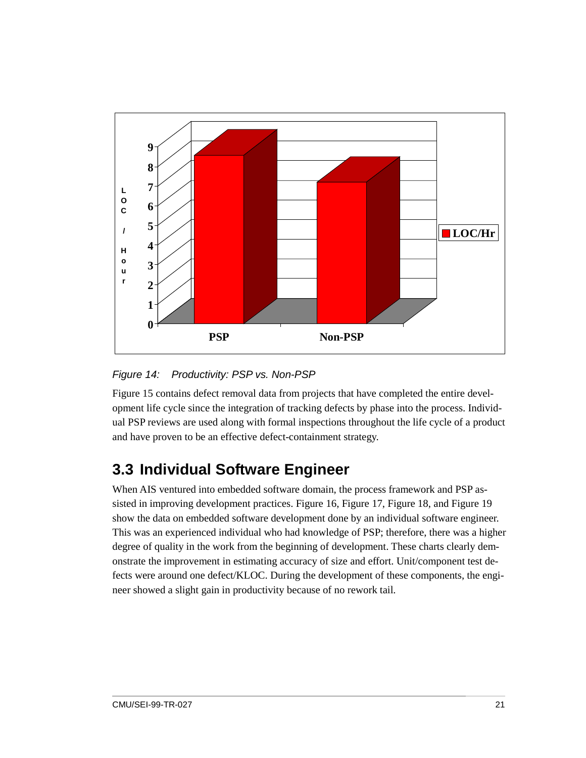*Figure 14: Productivity: PSP vs. Non-PSP*

Figure 15 contains defect removal data from projects that have completed the entire development life cycle since the integration of tracking defects by phase into the process. Individual PSP reviews are used along with formal inspections throughout the life cycle of a product and have proven to be an effective defect-containment strategy.

## 3.3 Individual Software Engineer

When AIS ventured into embedded software domain, the process framework and PSP assisted in improving development practices. Figure 16, Figure 17, Figure 18, and Figure 19 show the data on embedded software development done by an individual software engineer. This was an experienced individual who had knowledge of PSP; therefore, there was a higher degree of quality in the work from the beginning of development. These charts clearly demonstrate the improvement in estimating accuracy of size and effort. Unit/component test defects were around one defect/KLOC. During the development of these components, the engineer showed a slight gain in productivity because of no rework tail.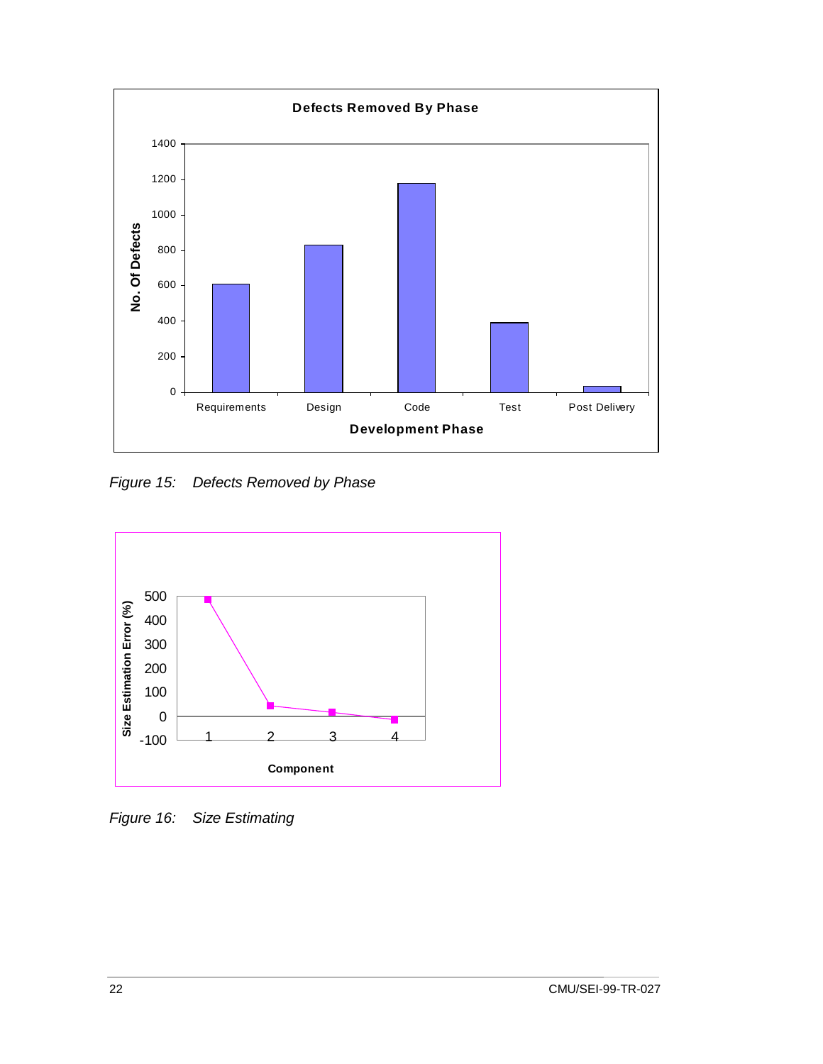Figure 15: Defects Removed by Phase

Figure 16: Size Estimating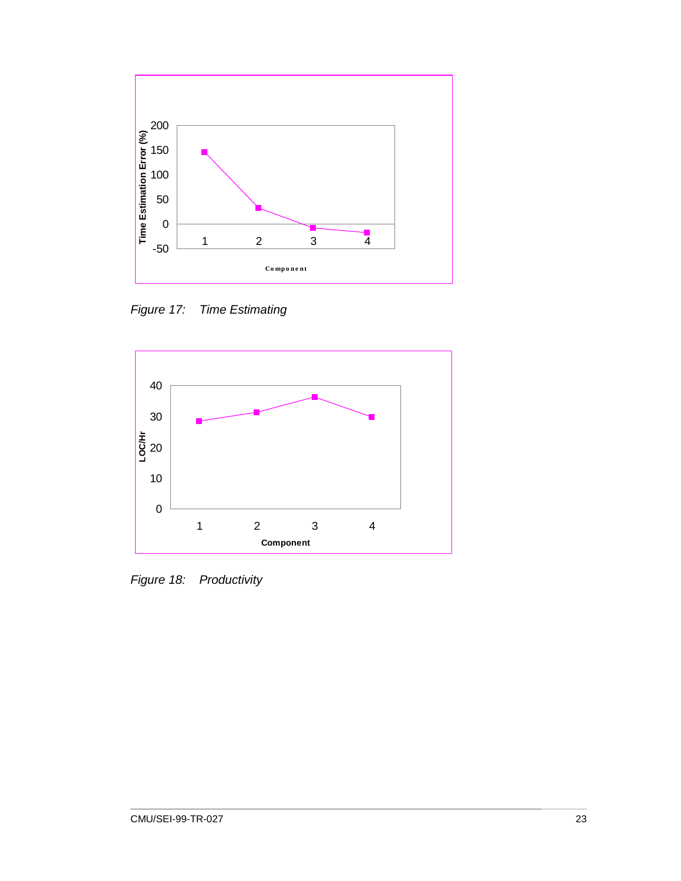*Figure 17: Time Estimating*

*Figure 18: Productivity*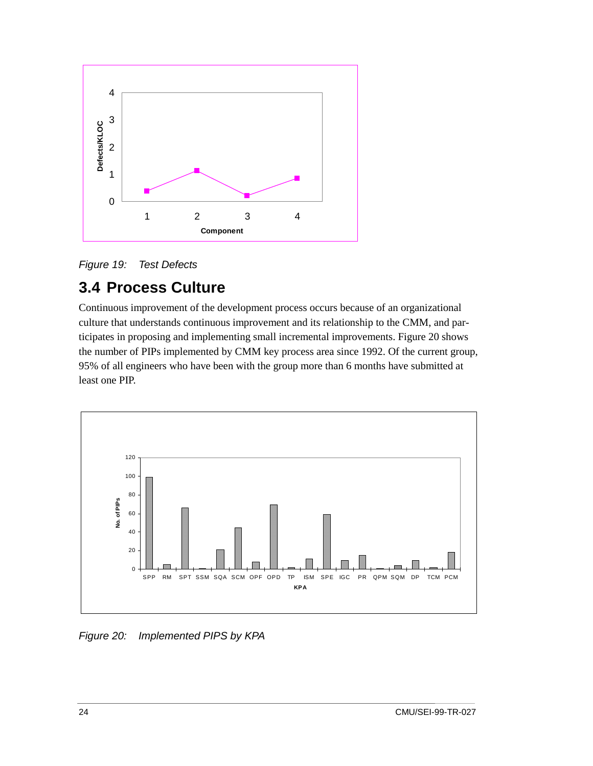Figure 19: Test Defects

## 3.4 Process Culture

Continuous improvement of the development process occurs because of an organizational culture that understands continuous improvement and its relationship to the CMM, and participates in proposing and implementing small incremental improvements. Figure 20 shows the number of PIPs implemented by CMM key process area since 1992. Of the current group, 95% of all engineers who have been with the group more than 6 months have submitted at least one PIP.

Figure 20: Implemented PIPS by KPA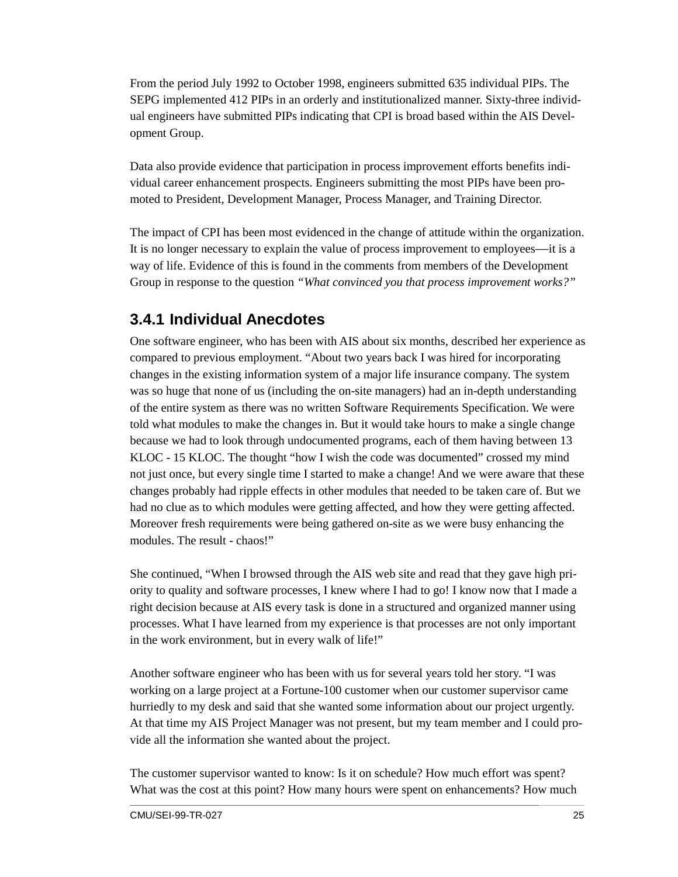From the period July 1992 to October 1998, engineers submitted 635 individual PIPs. The SEPG implemented 412 PIPs in an orderly and institutionalized manner. Sixty-three individual engineers have submitted PIPs indicating that CPI is broad based within the AIS Development Group.

Data also provide evidence that participation in process improvement efforts benefits individual career enhancement prospects. Engineers submitting the most PIPs have been promoted to President, Development Manager, Process Manager, and Training Director.

The impact of CPI has been most evidenced in the change of attitude within the organization. It is no longer necessary to explain the value of process improvement to employees—it is a way of life. Evidence of this is found in the comments from members of the Development Group in response to the question *"What convinced you that process improvement works?"*

### 3.4.1 Individual Anecdotes

One software engineer, who has been with AIS about six months, described her experience as compared to previous employment. "About two years back I was hired for incorporating changes in the existing information system of a major life insurance company. The system was so huge that none of us (including the on-site managers) had an in-depth understanding of the entire system as there was no written Software Requirements Specification. We were told what modules to make the changes in. But it would take hours to make a single change because we had to look through undocumented programs, each of them having between 13 KLOC - 15 KLOC. The thought "how I wish the code was documented" crossed my mind not just once, but every single time I started to make a change! And we were aware that these changes probably had ripple effects in other modules that needed to be taken care of. But we had no clue as to which modules were getting affected, and how they were getting affected. Moreover fresh requirements were being gathered on-site as we were busy enhancing the modules. The result - chaos!"

She continued, "When I browsed through the AIS web site and read that they gave high priority to quality and software processes, I knew where I had to go! I know now that I made a right decision because at AIS every task is done in a structured and organized manner using processes. What I have learned from my experience is that processes are not only important in the work environment, but in every walk of life!"

Another software engineer who has been with us for several years told her story. "I was working on a large project at a Fortune-100 customer when our customer supervisor came hurriedly to my desk and said that she wanted some information about our project urgently. At that time my AIS Project Manager was not present, but my team member and I could provide all the information she wanted about the project.

The customer supervisor wanted to know: Is it on schedule? How much effort was spent? What was the cost at this point? How many hours were spent on enhancements? How much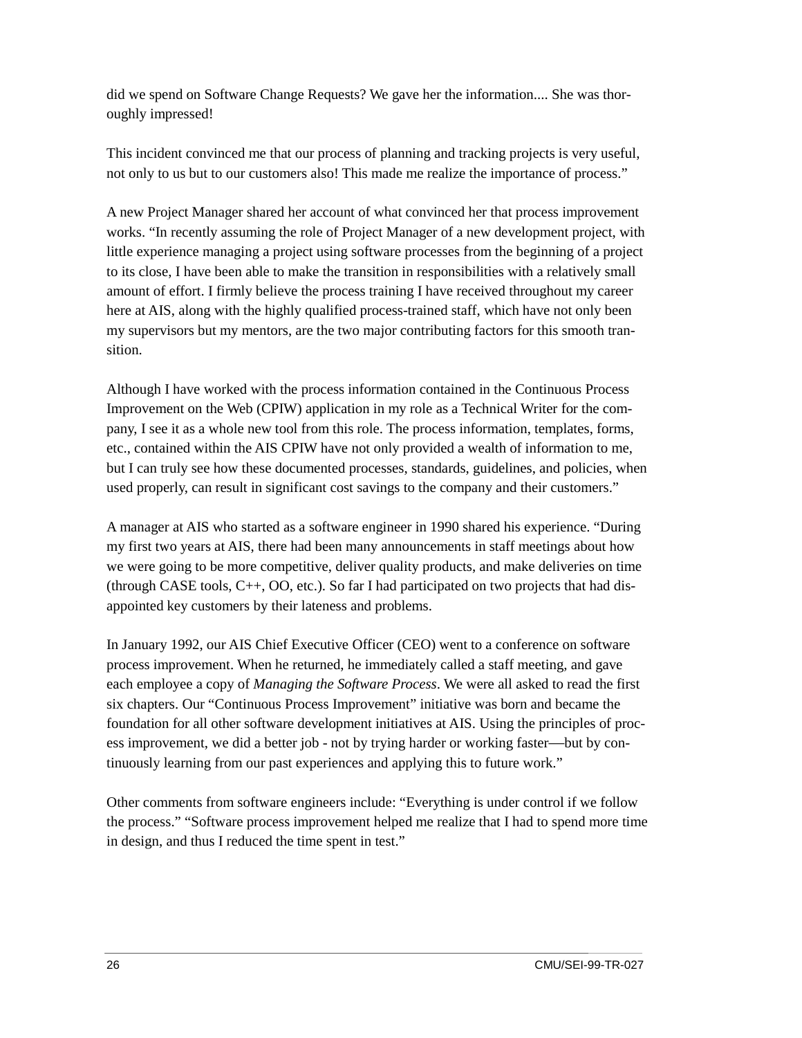did we spend on Software Change Requests? We gave her the information.... She was thoroughly impressed!

This incident convinced me that our process of planning and tracking projects is very useful, not only to us but to our customers also! This made me realize the importance of process."

A new Project Manager shared her account of what convinced her that process improvement works. "In recently assuming the role of Project Manager of a new development project, with little experience managing a project using software processes from the beginning of a project to its close, I have been able to make the transition in responsibilities with a relatively small amount of effort. I firmly believe the process training I have received throughout my career here at AIS, along with the highly qualified process-trained staff, which have not only been my supervisors but my mentors, are the two major contributing factors for this smooth transition.

Although I have worked with the process information contained in the Continuous Process Improvement on the Web (CPIW) application in my role as a Technical Writer for the company, I see it as a whole new tool from this role. The process information, templates, forms, etc., contained within the AIS CPIW have not only provided a wealth of information to me, but I can truly see how these documented processes, standards, guidelines, and policies, when used properly, can result in significant cost savings to the company and their customers."

A manager at AIS who started as a software engineer in 1990 shared his experience. "During my first two years at AIS, there had been many announcements in staff meetings about how we were going to be more competitive, deliver quality products, and make deliveries on time (through CASE tools, C++, OO, etc.). So far I had participated on two projects that had disappointed key customers by their lateness and problems.

In January 1992, our AIS Chief Executive Officer (CEO) went to a conference on software process improvement. When he returned, he immediately called a staff meeting, and gave each employee a copy of *Managing the Software Process*. We were all asked to read the first six chapters. Our "Continuous Process Improvement" initiative was born and became the foundation for all other software development initiatives at AIS. Using the principles of process improvement, we did a better job - not by trying harder or working faster—but by continuously learning from our past experiences and applying this to future work."

Other comments from software engineers include: "Everything is under control if we follow the process." "Software process improvement helped me realize that I had to spend more time in design, and thus I reduced the time spent in test."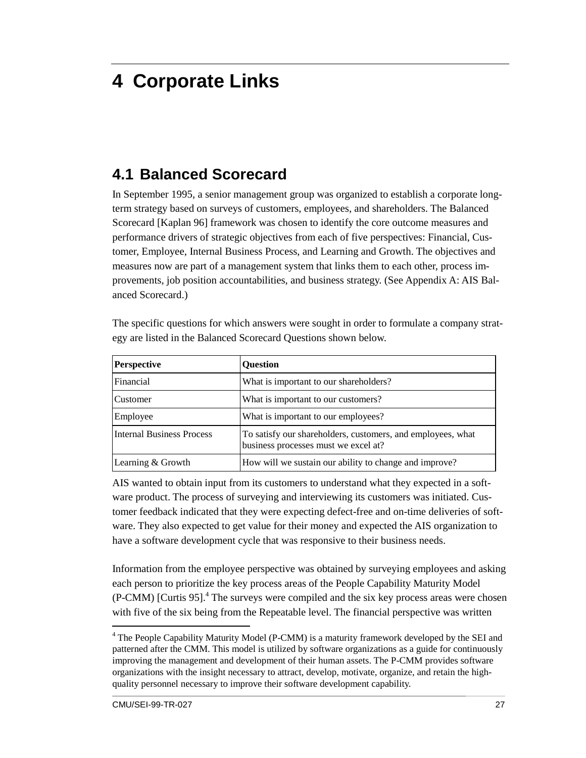# 4 Corporate Links

## 4.1 Balanced Scorecard

In September 1995, a senior management group was organized to establish a corporate long-term strategy based on surveys of customers, employees, and shareholders. The Balanced Scorecard [Kaplan 96] framework was chosen to identify the core outcome measures and performance drivers of strategic objectives from each of five perspectives: Financial, Customer, Employee, Internal Business Process, and Learning and Growth. The objectives and measures now are part of a management system that links them to each other, process improvements, job position accountabilities, and business strategy. (See Appendix A: AIS Balanced Scorecard.)

The specific questions for which answers were sought in order to formulate a company strategy are listed in the Balanced Scorecard Questions shown below.

| Perspective | Question |
| --- | --- |
| Financial | What is important to our shareholders? |
| Customer | What is important to our customers? |
| Employee | What is important to our employees? |
| Internal Business Process | To satisfy our shareholders, customers, and employees, what business processes must we excel at? |
| Learning & Growth | How will we sustain our ability to change and improve? |

AIS wanted to obtain input from its customers to understand what they expected in a software product. The process of surveying and interviewing its customers was initiated. Customer feedback indicated that they were expecting defect-free and on-time deliveries of software. They also expected to get value for their money and expected the AIS organization to have a software development cycle that was responsive to their business needs.

Information from the employee perspective was obtained by surveying employees and asking each person to prioritize the key process areas of the People Capability Maturity Model (P-CMM) [Curtis 95].[4] The surveys were compiled and the six key process areas were chosen with five of the six being from the Repeatable level. The financial perspective was written

[4] The People Capability Maturity Model (P-CMM) is a maturity framework developed by the SEI and patterned after the CMM. This model is utilized by software organizations as a guide for continuously improving the management and development of their human assets. The P-CMM provides software organizations with the insight necessary to attract, develop, motivate, organize, and retain the high-quality personnel necessary to improve their software development capability.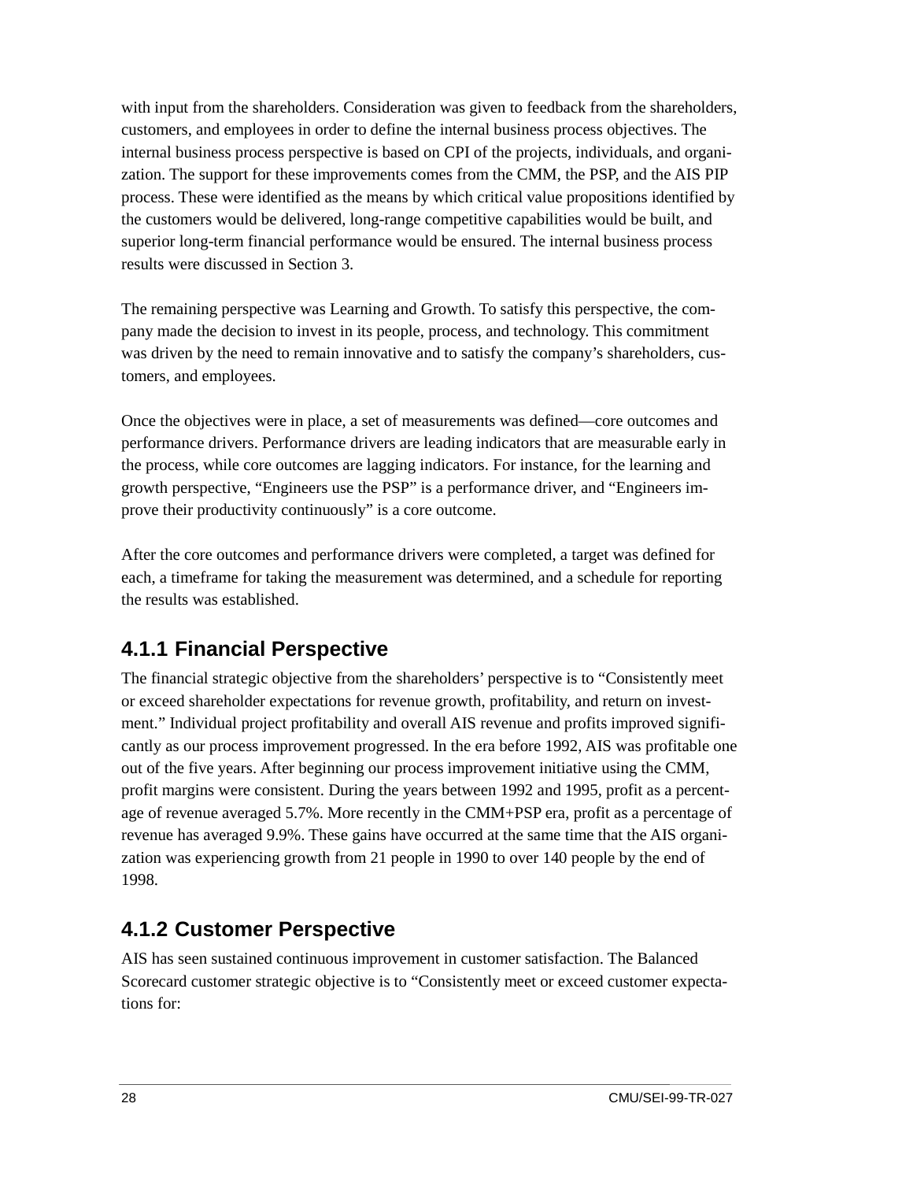with input from the shareholders. Consideration was given to feedback from the shareholders, customers, and employees in order to define the internal business process objectives. The internal business process perspective is based on CPI of the projects, individuals, and organization. The support for these improvements comes from the CMM, the PSP, and the AIS PIP process. These were identified as the means by which critical value propositions identified by the customers would be delivered, long-range competitive capabilities would be built, and superior long-term financial performance would be ensured. The internal business process results were discussed in Section 3.

The remaining perspective was Learning and Growth. To satisfy this perspective, the company made the decision to invest in its people, process, and technology. This commitment was driven by the need to remain innovative and to satisfy the company's shareholders, customers, and employees.

Once the objectives were in place, a set of measurements was defined—core outcomes and performance drivers. Performance drivers are leading indicators that are measurable early in the process, while core outcomes are lagging indicators. For instance, for the learning and growth perspective, "Engineers use the PSP" is a performance driver, and "Engineers improve their productivity continuously" is a core outcome.

After the core outcomes and performance drivers were completed, a target was defined for each, a timeframe for taking the measurement was determined, and a schedule for reporting the results was established.

### 4.1.1 Financial Perspective

The financial strategic objective from the shareholders' perspective is to "Consistently meet or exceed shareholder expectations for revenue growth, profitability, and return on investment." Individual project profitability and overall AIS revenue and profits improved significantly as our process improvement progressed. In the era before 1992, AIS was profitable one out of the five years. After beginning our process improvement initiative using the CMM, profit margins were consistent. During the years between 1992 and 1995, profit as a percentage of revenue averaged 5.7%. More recently in the CMM+PSP era, profit as a percentage of revenue has averaged 9.9%. These gains have occurred at the same time that the AIS organization was experiencing growth from 21 people in 1990 to over 140 people by the end of 1998.

### 4.1.2 Customer Perspective

AIS has seen sustained continuous improvement in customer satisfaction. The Balanced Scorecard customer strategic objective is to "Consistently meet or exceed customer expectations for: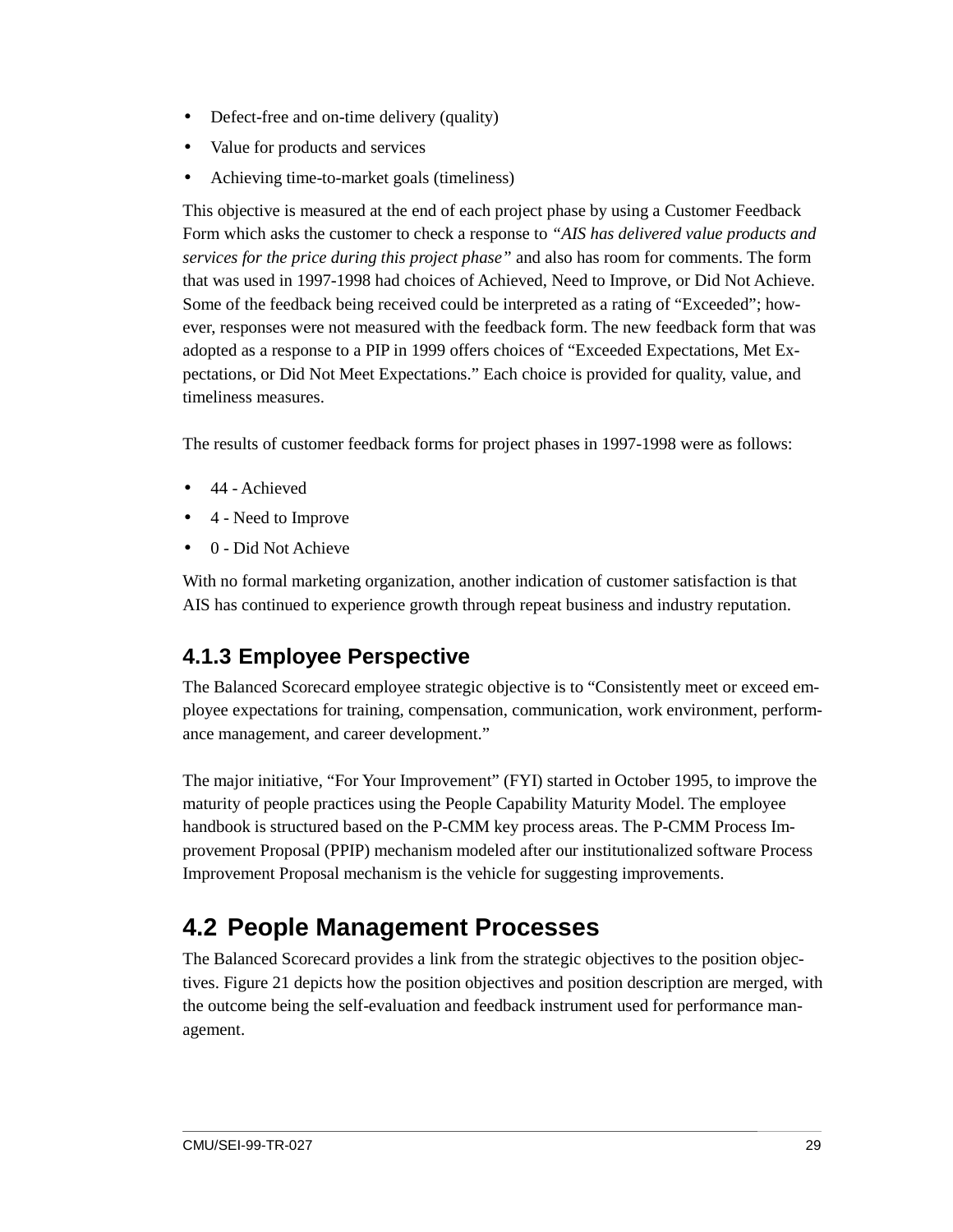- Defect-free and on-time delivery (quality)
- Value for products and services
- Achieving time-to-market goals (timeliness)

This objective is measured at the end of each project phase by using a Customer Feedback Form which asks the customer to check a response to *"AIS has delivered value products and services for the price during this project phase"* and also has room for comments. The form that was used in 1997-1998 had choices of Achieved, Need to Improve, or Did Not Achieve. Some of the feedback being received could be interpreted as a rating of "Exceeded"; however, responses were not measured with the feedback form. The new feedback form that was adopted as a response to a PIP in 1999 offers choices of "Exceeded Expectations, Met Expectations, or Did Not Meet Expectations." Each choice is provided for quality, value, and timeliness measures.

The results of customer feedback forms for project phases in 1997-1998 were as follows:

- 44 - Achieved
- 4 - Need to Improve
- 0 - Did Not Achieve

With no formal marketing organization, another indication of customer satisfaction is that AIS has continued to experience growth through repeat business and industry reputation.

### 4.1.3 Employee Perspective

The Balanced Scorecard employee strategic objective is to "Consistently meet or exceed employee expectations for training, compensation, communication, work environment, performance management, and career development."

The major initiative, "For Your Improvement" (FYI) started in October 1995, to improve the maturity of people practices using the People Capability Maturity Model. The employee handbook is structured based on the P-CMM key process areas. The P-CMM Process Improvement Proposal (PPIP) mechanism modeled after our institutionalized software Process Improvement Proposal mechanism is the vehicle for suggesting improvements.

## 4.2 People Management Processes

The Balanced Scorecard provides a link from the strategic objectives to the position objectives. Figure 21 depicts how the position objectives and position description are merged, with the outcome being the self-evaluation and feedback instrument used for performance management.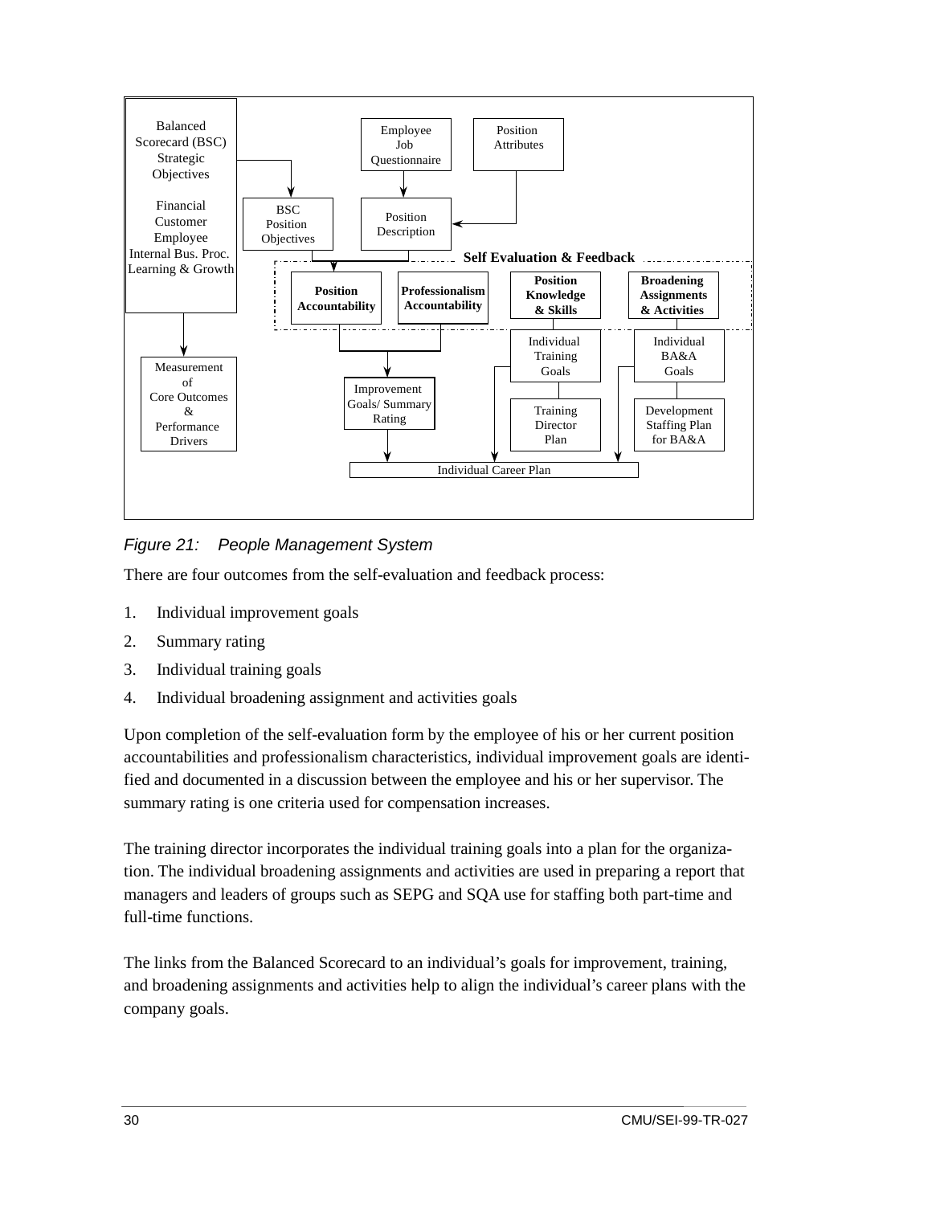*Figure 21: People Management System*

There are four outcomes from the self-evaluation and feedback process:

1. Individual improvement goals
2. Summary rating
3. Individual training goals
4. Individual broadening assignment and activities goals

Upon completion of the self-evaluation form by the employee of his or her current position accountabilities and professionalism characteristics, individual improvement goals are identified and documented in a discussion between the employee and his or her supervisor. The summary rating is one criteria used for compensation increases.

The training director incorporates the individual training goals into a plan for the organization. The individual broadening assignments and activities are used in preparing a report that managers and leaders of groups such as SEPG and SQA use for staffing both part-time and full-time functions.

The links from the Balanced Scorecard to an individual's goals for improvement, training, and broadening assignments and activities help to align the individual's career plans with the company goals.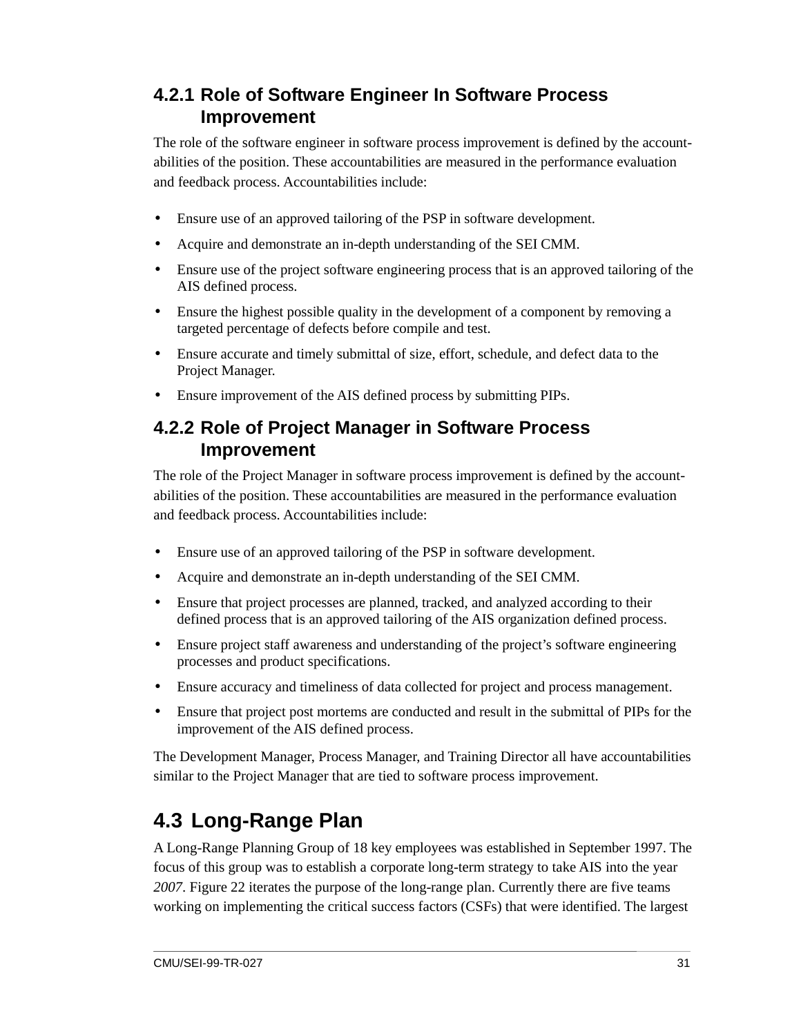### 4.2.1 Role of Software Engineer In Software Process Improvement

The role of the software engineer in software process improvement is defined by the accountabilities of the position. These accountabilities are measured in the performance evaluation and feedback process. Accountabilities include:

- Ensure use of an approved tailoring of the PSP in software development.
- Acquire and demonstrate an in-depth understanding of the SEI CMM.
- Ensure use of the project software engineering process that is an approved tailoring of the AIS defined process.
- Ensure the highest possible quality in the development of a component by removing a targeted percentage of defects before compile and test.
- Ensure accurate and timely submittal of size, effort, schedule, and defect data to the Project Manager.
- Ensure improvement of the AIS defined process by submitting PIPs.

### 4.2.2 Role of Project Manager in Software Process Improvement

The role of the Project Manager in software process improvement is defined by the accountabilities of the position. These accountabilities are measured in the performance evaluation and feedback process. Accountabilities include:

- Ensure use of an approved tailoring of the PSP in software development.
- Acquire and demonstrate an in-depth understanding of the SEI CMM.
- Ensure that project processes are planned, tracked, and analyzed according to their defined process that is an approved tailoring of the AIS organization defined process.
- Ensure project staff awareness and understanding of the project's software engineering processes and product specifications.
- Ensure accuracy and timeliness of data collected for project and process management.
- Ensure that project post mortems are conducted and result in the submittal of PIPs for the improvement of the AIS defined process.

The Development Manager, Process Manager, and Training Director all have accountabilities similar to the Project Manager that are tied to software process improvement.

## 4.3 Long-Range Plan

A Long-Range Planning Group of 18 key employees was established in September 1997. The focus of this group was to establish a corporate long-term strategy to take AIS into the year *2007*. Figure 22 iterates the purpose of the long-range plan. Currently there are five teams working on implementing the critical success factors (CSFs) that were identified. The largest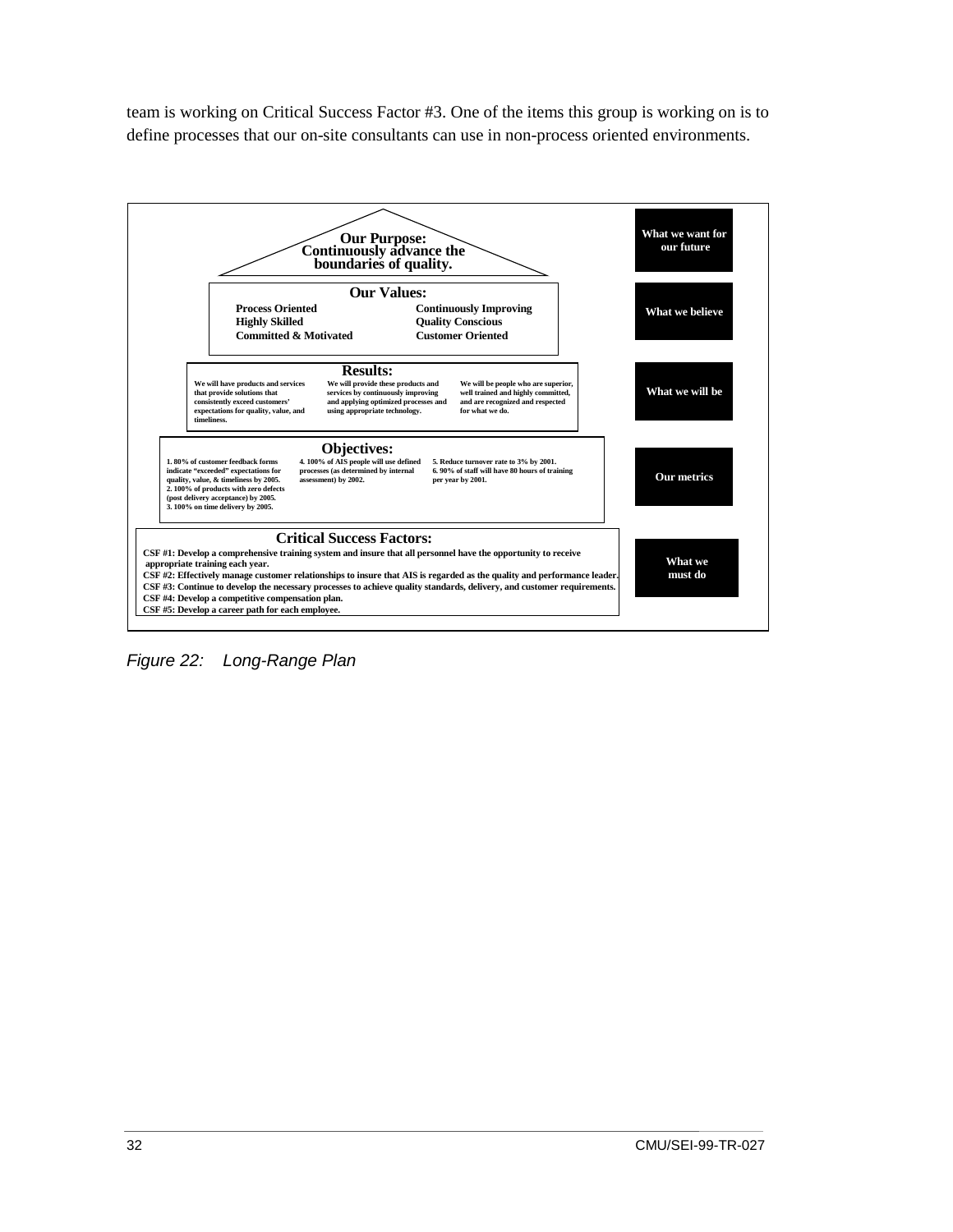team is working on Critical Success Factor #3. One of the items this group is working on is to define processes that our on-site consultants can use in non-process oriented environments.

**Our Purpose:**
**Continuously advance the boundaries of quality.**

**What we want for our future**

**Our Values:**

| | |
|---|---|
| **Process Oriented** | **Continuously Improving** |
| **Highly Skilled** | **Quality Conscious** |
| **Committed & Motivated** | **Customer Oriented** |

**What we believe**

**Results:**

We will have products and services that provide solutions that consistently exceed customers' expectations for quality, value, and timeliness.

We will provide these products and services by continuously improving and applying optimized processes and using appropriate technology.

We will be people who are superior, well trained and highly committed, and are recognized and respected for what we do.

**What we will be**

**Objectives:**

1. 80% of customer feedback forms indicate "exceeded" expectations for quality, value, & timeliness by 2005.
2. 100% of products with zero defects (post delivery acceptance) by 2005.
3. 100% on time delivery by 2005.
4. 100% of AIS people will use defined processes (as determined by internal assessment) by 2002.
5. Reduce turnover rate to 3% by 2001.
6. 90% of staff will have 80 hours of training per year by 2001.

**Our metrics**

**Critical Success Factors:**

CSF #1: Develop a comprehensive training system and insure that all personnel have the opportunity to receive appropriate training each year.
CSF #2: Effectively manage customer relationships to insure that AIS is regarded as the quality and performance leader.
CSF #3: Continue to develop the necessary processes to achieve quality standards, delivery, and customer requirements.
CSF #4: Develop a competitive compensation plan.
CSF #5: Develop a career path for each employee.

**What we must do**

*Figure 22: Long-Range Plan*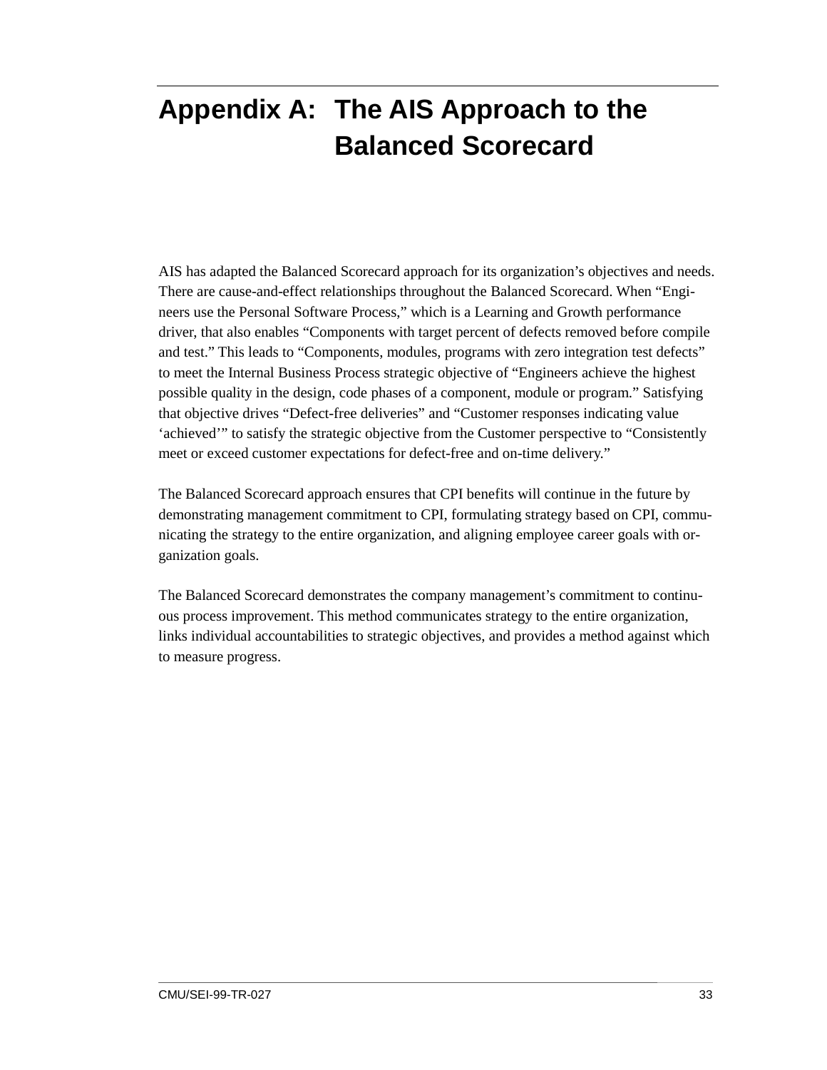# Appendix A: The AIS Approach to the Balanced Scorecard

AIS has adapted the Balanced Scorecard approach for its organization's objectives and needs. There are cause-and-effect relationships throughout the Balanced Scorecard. When "Engineers use the Personal Software Process," which is a Learning and Growth performance driver, that also enables "Components with target percent of defects removed before compile and test." This leads to "Components, modules, programs with zero integration test defects" to meet the Internal Business Process strategic objective of "Engineers achieve the highest possible quality in the design, code phases of a component, module or program." Satisfying that objective drives "Defect-free deliveries" and "Customer responses indicating value 'achieved'" to satisfy the strategic objective from the Customer perspective to "Consistently meet or exceed customer expectations for defect-free and on-time delivery."

The Balanced Scorecard approach ensures that CPI benefits will continue in the future by demonstrating management commitment to CPI, formulating strategy based on CPI, communicating the strategy to the entire organization, and aligning employee career goals with organization goals.

The Balanced Scorecard demonstrates the company management's commitment to continuous process improvement. This method communicates strategy to the entire organization, links individual accountabilities to strategic objectives, and provides a method against which to measure progress.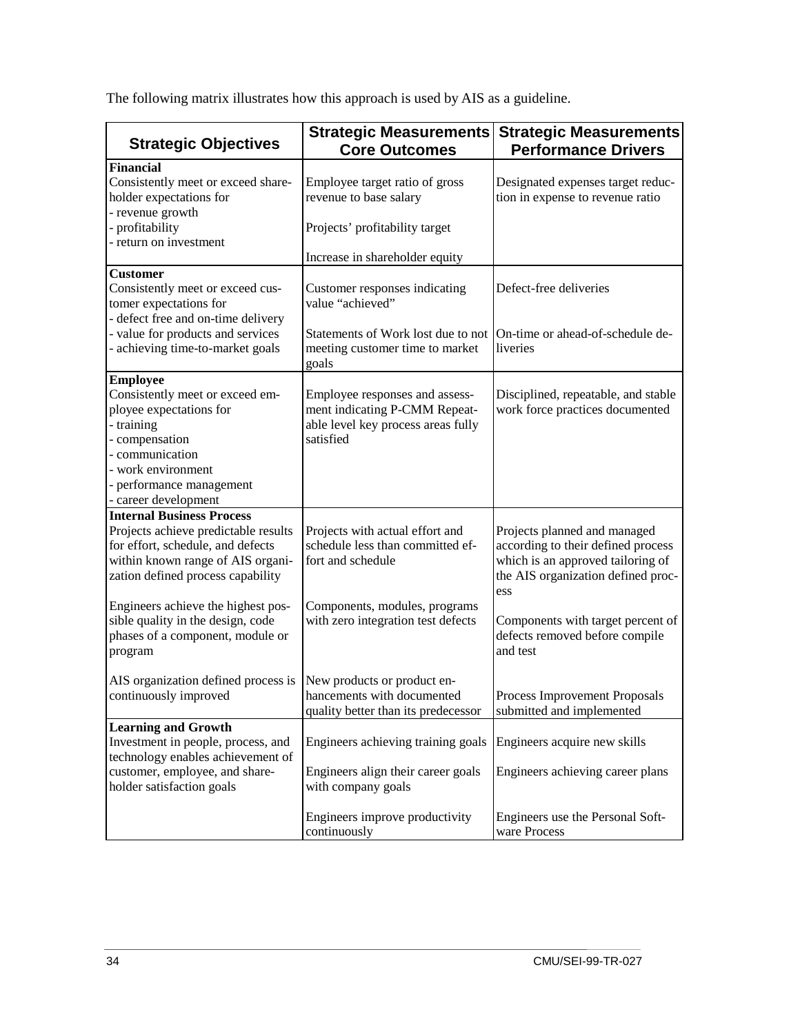The following matrix illustrates how this approach is used by AIS as a guideline.

| Strategic Objectives | Strategic Measurements Core Outcomes | Strategic Measurements Performance Drivers |
|---|---|---|
| **Financial**<br>Consistently meet or exceed shareholder expectations for<br>- revenue growth<br>- profitability<br>- return on investment | Employee target ratio of gross revenue to base salary<br><br>Projects' profitability target<br><br>Increase in shareholder equity | Designated expenses target reduction in expense to revenue ratio |
| **Customer**<br>Consistently meet or exceed customer expectations for<br>- defect free and on-time delivery<br>- value for products and services<br>- achieving time-to-market goals | Customer responses indicating value "achieved"<br><br>Statements of Work lost due to not meeting customer time to market goals | Defect-free deliveries<br><br>On-time or ahead-of-schedule deliveries |
| **Employee**<br>Consistently meet or exceed employee expectations for<br>- training<br>- compensation<br>- communication<br>- work environment<br>- performance management<br>- career development | Employee responses and assessment indicating P-CMM Repeatable level key process areas fully satisfied | Disciplined, repeatable, and stable work force practices documented |
| **Internal Business Process**<br>Projects achieve predictable results for effort, schedule, and defects within known range of AIS organization defined process capability<br><br>Engineers achieve the highest possible quality in the design, code phases of a component, module or program<br><br>AIS organization defined process is continuously improved | Projects with actual effort and schedule less than committed effort and schedule<br><br>Components, modules, programs with zero integration test defects<br><br>New products or product enhancements with documented quality better than its predecessor | Projects planned and managed according to their defined process which is an approved tailoring of the AIS organization defined process<br><br>Components with target percent of defects removed before compile and test<br><br>Process Improvement Proposals submitted and implemented |
| **Learning and Growth**<br>Investment in people, process, and technology enables achievement of customer, employee, and shareholder satisfaction goals | Engineers achieving training goals<br><br>Engineers align their career goals with company goals<br><br>Engineers improve productivity continuously | Engineers acquire new skills<br><br>Engineers achieving career plans<br><br>Engineers use the Personal Software Process |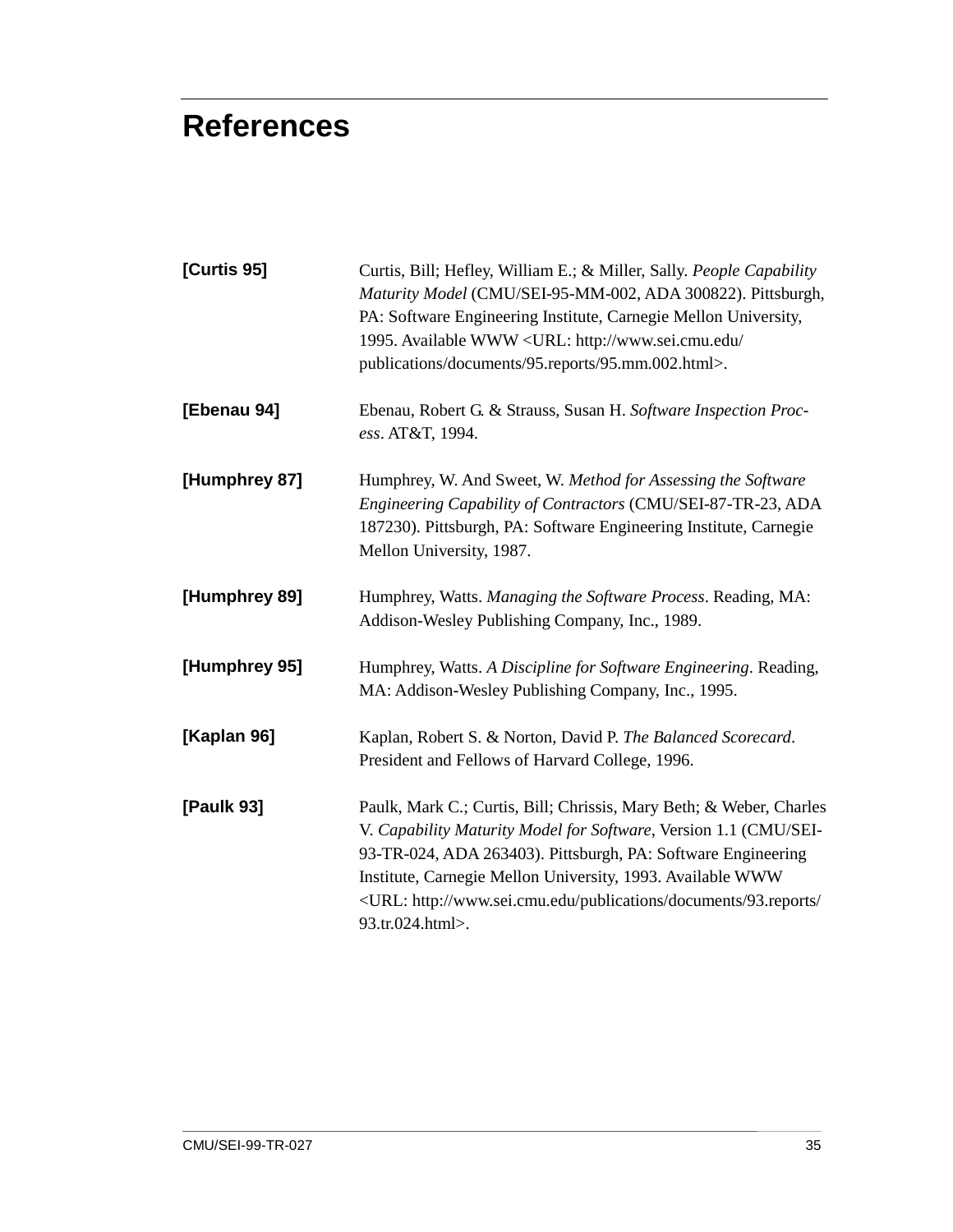# References

**[Curtis 95]** Curtis, Bill; Hefley, William E.; & Miller, Sally. *People Capability Maturity Model* (CMU/SEI-95-MM-002, ADA 300822). Pittsburgh, PA: Software Engineering Institute, Carnegie Mellon University, 1995. Available WWW <URL: http://www.sei.cmu.edu/publications/documents/95.reports/95.mm.002.html>.

**[Ebenau 94]** Ebenau, Robert G. & Strauss, Susan H. *Software Inspection Process*. AT&T, 1994.

**[Humphrey 87]** Humphrey, W. And Sweet, W. *Method for Assessing the Software Engineering Capability of Contractors* (CMU/SEI-87-TR-23, ADA 187230). Pittsburgh, PA: Software Engineering Institute, Carnegie Mellon University, 1987.

**[Humphrey 89]** Humphrey, Watts. *Managing the Software Process*. Reading, MA: Addison-Wesley Publishing Company, Inc., 1989.

**[Humphrey 95]** Humphrey, Watts. *A Discipline for Software Engineering*. Reading, MA: Addison-Wesley Publishing Company, Inc., 1995.

**[Kaplan 96]** Kaplan, Robert S. & Norton, David P. *The Balanced Scorecard*. President and Fellows of Harvard College, 1996.

**[Paulk 93]** Paulk, Mark C.; Curtis, Bill; Chrissis, Mary Beth; & Weber, Charles V. *Capability Maturity Model for Software*, Version 1.1 (CMU/SEI-93-TR-024, ADA 263403). Pittsburgh, PA: Software Engineering Institute, Carnegie Mellon University, 1993. Available WWW <URL: http://www.sei.cmu.edu/publications/documents/93.reports/93.tr.024.html>.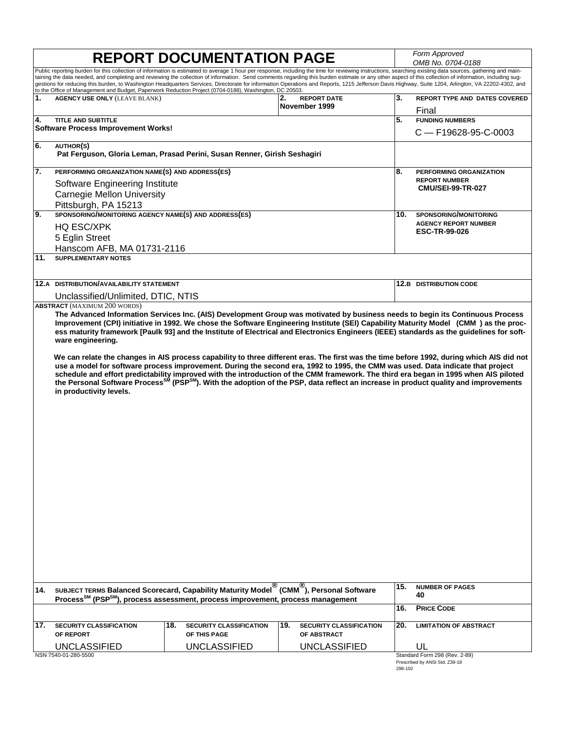# REPORT DOCUMENTATION PAGE

*Form Approved*
*OMB No. 0704-0188*

Public reporting burden for this collection of information is estimated to average 1 hour per response, including the time for reviewing instructions, searching existing data sources, gathering and maintaining the data needed, and completing and reviewing the collection of information. Send comments regarding this burden estimate or any other aspect of this collection of information, including suggestions for reducing this burden, to Washington Headquarters Services, Directorate for information Operations and Reports, 1215 Jefferson Davis Highway, Suite 1204, Arlington, VA 22202-4302, and to the Office of Management and Budget, Paperwork Reduction Project (0704-0188), Washington, DC 20503.

| | | |
|---|---|---|
| **1. AGENCY USE ONLY** (LEAVE BLANK) | **2. REPORT DATE** November 1999 | **3. REPORT TYPE AND DATES COVERED** Final |
| **4. TITLE AND SUBTITLE** Software Process Improvement Works! | | **5. FUNDING NUMBERS** C — F19628-95-C-0003 |
| **6. AUTHOR(S)** Pat Ferguson, Gloria Leman, Prasad Perini, Susan Renner, Girish Seshagiri | | |
| **7. PERFORMING ORGANIZATION NAME(S) AND ADDRESS(ES)** Software Engineering Institute, Carnegie Mellon University, Pittsburgh, PA 15213 | | **8. PERFORMING ORGANIZATION REPORT NUMBER** CMU/SEI-99-TR-027 |
| **9. SPONSORING/MONITORING AGENCY NAME(S) AND ADDRESS(ES)** HQ ESC/XPK, 5 Eglin Street, Hanscom AFB, MA 01731-2116 | | **10. SPONSORING/MONITORING AGENCY REPORT NUMBER** ESC-TR-99-026 |
| **11. SUPPLEMENTARY NOTES** | | |
| **12.A DISTRIBUTION/AVAILABILITY STATEMENT** Unclassified/Unlimited, DTIC, NTIS | | **12.B DISTRIBUTION CODE** |

**ABSTRACT** (MAXIMUM 200 WORDS)

**The Advanced Information Services Inc. (AIS) Development Group was motivated by business needs to begin its Continuous Process Improvement (CPI) initiative in 1992. We chose the Software Engineering Institute (SEI) Capability Maturity Model (CMM) as the process maturity framework [Paulk 93] and the Institute of Electrical and Electronics Engineers (IEEE) standards as the guidelines for software engineering.**

**We can relate the changes in AIS process capability to three different eras. The first was the time before 1992, during which AIS did not use a model for software process improvement. During the second era, 1992 to 1995, the CMM was used. Data indicate that project schedule and effort predictability improved with the introduction of the CMM framework. The third era began in 1995 when AIS piloted the Personal Software Process℠ (PSP℠). With the adoption of the PSP, data reflect an increase in product quality and improvements in productivity levels.**

| | | | |
|---|---|---|---|
| **14. SUBJECT TERMS** Balanced Scorecard, Capability Maturity Model® (CMM®), Personal Software Process℠ (PSP℠), process assessment, process improvement, process management | | | **15. NUMBER OF PAGES** 40 |
| | | | **16. PRICE CODE** |
| **17. SECURITY CLASSIFICATION OF REPORT** UNCLASSIFIED | **18. SECURITY CLASSIFICATION OF THIS PAGE** UNCLASSIFIED | **19. SECURITY CLASSIFICATION OF ABSTRACT** UNCLASSIFIED | **20. LIMITATION OF ABSTRACT** UL |

NSN 7540-01-280-5500

Standard Form 298 (Rev. 2-89)
Prescribed by ANSI Std. Z39-18
298-102